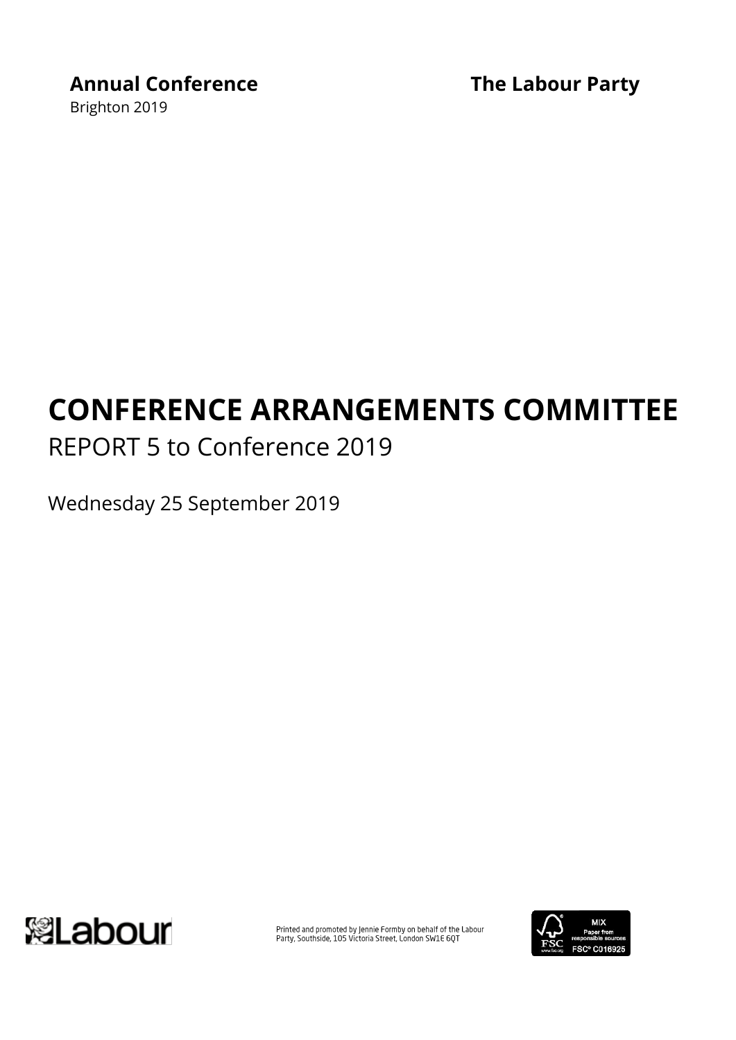**Annual Conference**
Brighton 2019

**The Labour Party**

# CONFERENCE ARRANGEMENTS COMMITTEE

REPORT 5 to Conference 2019

Wednesday 25 September 2019

Printed and promoted by Jennie Formby on behalf of the Labour Party, Southside, 105 Victoria Street, London SW1E 6QT

MIX
Paper from responsible sources
FSC® C016925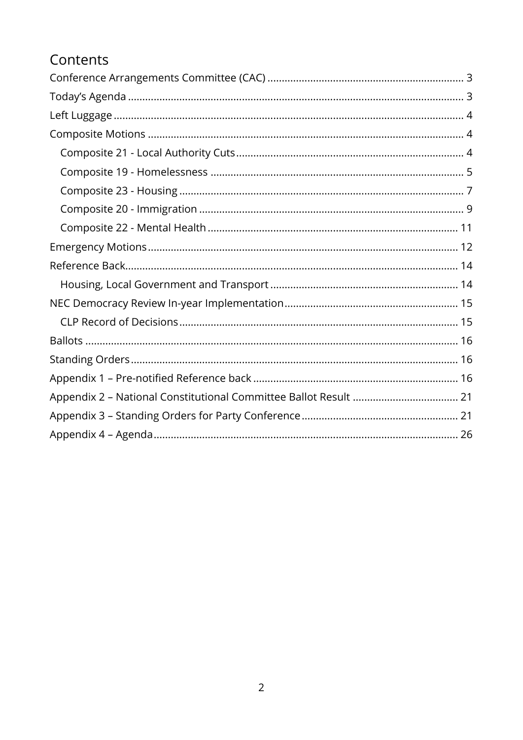# Contents

Conference Arrangements Committee (CAC) .................................................................... 3
Today's Agenda ................................................................................................................ 3
Left Luggage ...................................................................................................................... 4
Composite Motions ........................................................................................................... 4
    Composite 21 - Local Authority Cuts ............................................................................ 4
    Composite 19 - Homelessness ...................................................................................... 5
    Composite 23 - Housing ................................................................................................ 7
    Composite 20 - Immigration .......................................................................................... 9
    Composite 22 - Mental Health ..................................................................................... 11
Emergency Motions ......................................................................................................... 12
Reference Back ................................................................................................................ 14
    Housing, Local Government and Transport ................................................................. 14
NEC Democracy Review In-year Implementation ........................................................... 15
    CLP Record of Decisions .............................................................................................. 15
Ballots .............................................................................................................................. 16
Standing Orders ............................................................................................................... 16
Appendix 1 – Pre-notified Reference back ...................................................................... 16
Appendix 2 – National Constitutional Committee Ballot Result ..................................... 21
Appendix 3 – Standing Orders for Party Conference ...................................................... 21
Appendix 4 – Agenda ....................................................................................................... 26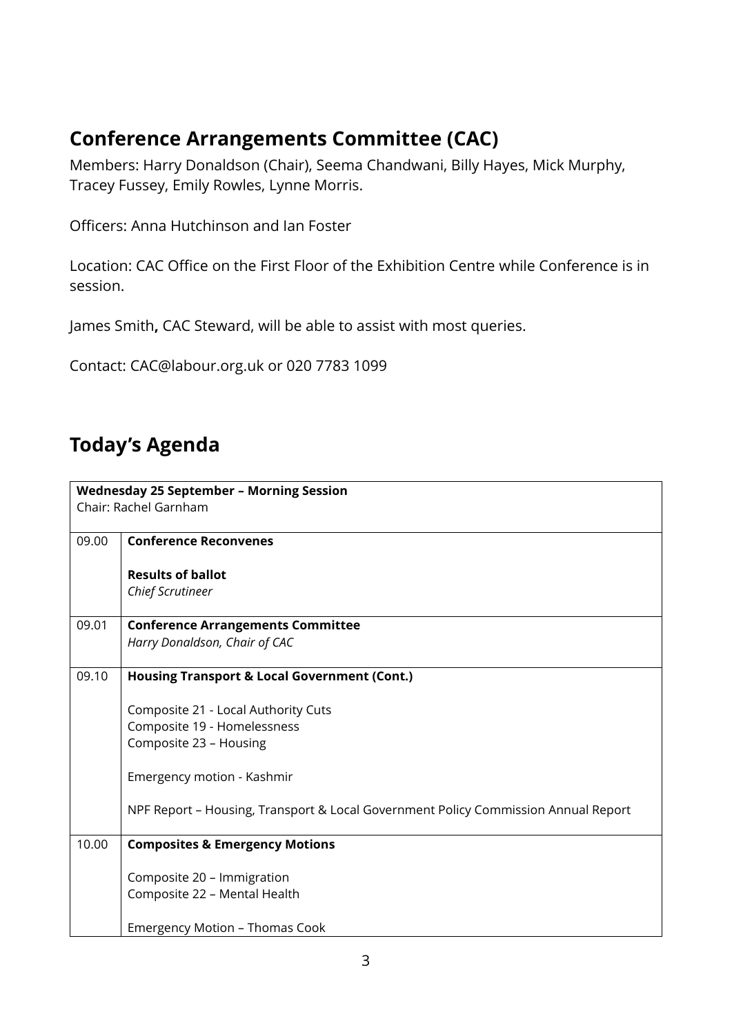## Conference Arrangements Committee (CAC)

Members: Harry Donaldson (Chair), Seema Chandwani, Billy Hayes, Mick Murphy, Tracey Fussey, Emily Rowles, Lynne Morris.

Officers: Anna Hutchinson and Ian Foster

Location: CAC Office on the First Floor of the Exhibition Centre while Conference is in session.

James Smith**,** CAC Steward, will be able to assist with most queries.

Contact: CAC@labour.org.uk or 020 7783 1099

## Today's Agenda

| | |
|---|---|
| **Wednesday 25 September – Morning Session**<br>Chair: Rachel Garnham | |
| 09.00 | **Conference Reconvenes**<br><br>**Results of ballot**<br>*Chief Scrutineer* |
| 09.01 | **Conference Arrangements Committee**<br>*Harry Donaldson, Chair of CAC* |
| 09.10 | **Housing Transport & Local Government (Cont.)**<br><br>Composite 21 - Local Authority Cuts<br>Composite 19 - Homelessness<br>Composite 23 – Housing<br><br>Emergency motion - Kashmir<br><br>NPF Report – Housing, Transport & Local Government Policy Commission Annual Report |
| 10.00 | **Composites & Emergency Motions**<br><br>Composite 20 – Immigration<br>Composite 22 – Mental Health<br><br>Emergency Motion – Thomas Cook |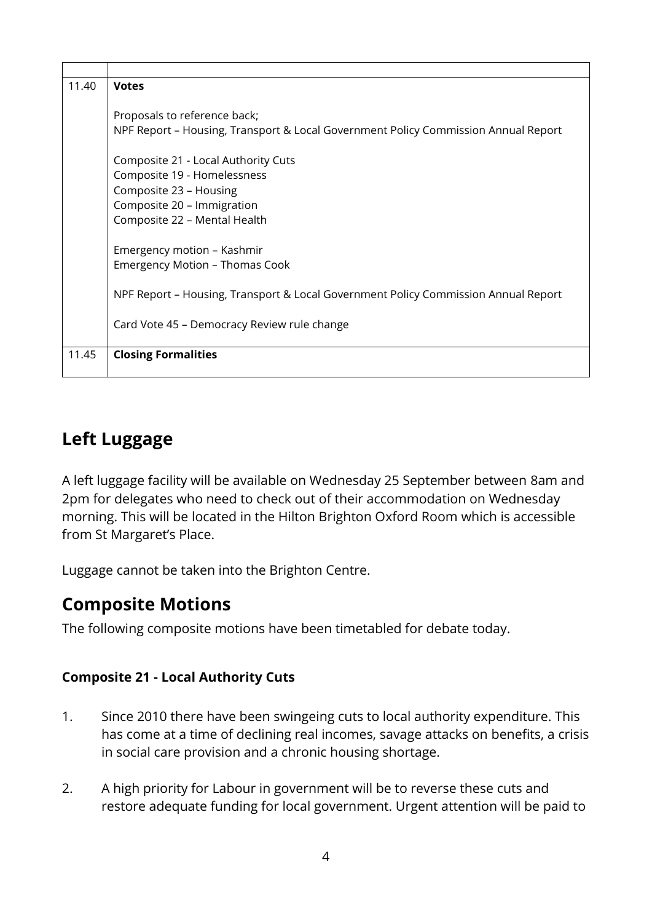| | |
|---|---|
| 11.40 | **Votes**<br><br>Proposals to reference back;<br>NPF Report – Housing, Transport & Local Government Policy Commission Annual Report<br><br>Composite 21 - Local Authority Cuts<br>Composite 19 - Homelessness<br>Composite 23 – Housing<br>Composite 20 – Immigration<br>Composite 22 – Mental Health<br><br>Emergency motion – Kashmir<br>Emergency Motion – Thomas Cook<br><br>NPF Report – Housing, Transport & Local Government Policy Commission Annual Report<br><br>Card Vote 45 – Democracy Review rule change |
| 11.45 | **Closing Formalities** |

## Left Luggage

A left luggage facility will be available on Wednesday 25 September between 8am and 2pm for delegates who need to check out of their accommodation on Wednesday morning. This will be located in the Hilton Brighton Oxford Room which is accessible from St Margaret's Place.

Luggage cannot be taken into the Brighton Centre.

## Composite Motions

The following composite motions have been timetabled for debate today.

### Composite 21 - Local Authority Cuts

1. Since 2010 there have been swingeing cuts to local authority expenditure. This has come at a time of declining real incomes, savage attacks on benefits, a crisis in social care provision and a chronic housing shortage.

2. A high priority for Labour in government will be to reverse these cuts and restore adequate funding for local government. Urgent attention will be paid to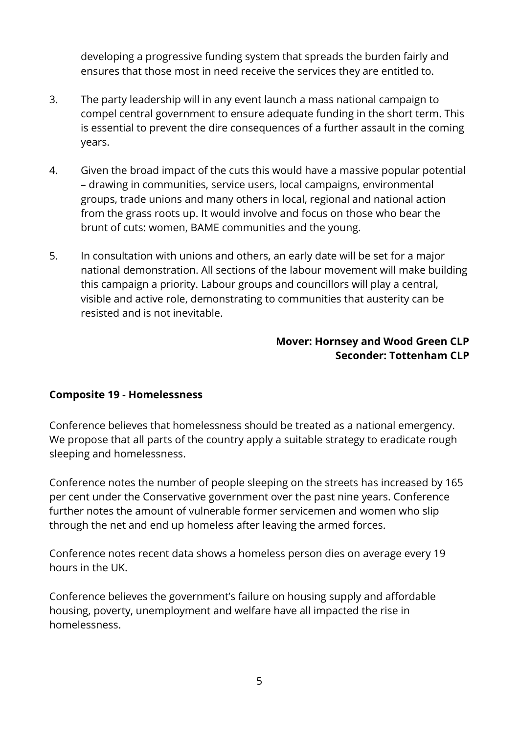developing a progressive funding system that spreads the burden fairly and ensures that those most in need receive the services they are entitled to.

3. The party leadership will in any event launch a mass national campaign to compel central government to ensure adequate funding in the short term. This is essential to prevent the dire consequences of a further assault in the coming years.

4. Given the broad impact of the cuts this would have a massive popular potential – drawing in communities, service users, local campaigns, environmental groups, trade unions and many others in local, regional and national action from the grass roots up. It would involve and focus on those who bear the brunt of cuts: women, BAME communities and the young.

5. In consultation with unions and others, an early date will be set for a major national demonstration. All sections of the labour movement will make building this campaign a priority. Labour groups and councillors will play a central, visible and active role, demonstrating to communities that austerity can be resisted and is not inevitable.

**Mover: Hornsey and Wood Green CLP**
**Seconder: Tottenham CLP**

**Composite 19 - Homelessness**

Conference believes that homelessness should be treated as a national emergency. We propose that all parts of the country apply a suitable strategy to eradicate rough sleeping and homelessness.

Conference notes the number of people sleeping on the streets has increased by 165 per cent under the Conservative government over the past nine years. Conference further notes the amount of vulnerable former servicemen and women who slip through the net and end up homeless after leaving the armed forces.

Conference notes recent data shows a homeless person dies on average every 19 hours in the UK.

Conference believes the government's failure on housing supply and affordable housing, poverty, unemployment and welfare have all impacted the rise in homelessness.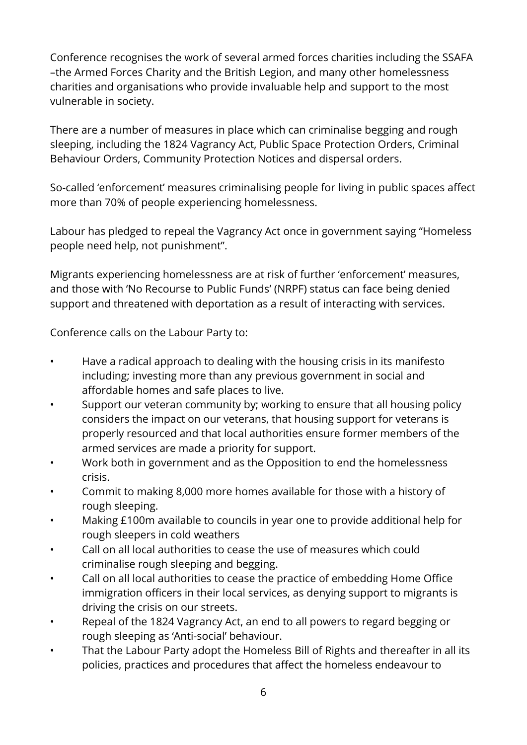Conference recognises the work of several armed forces charities including the SSAFA –the Armed Forces Charity and the British Legion, and many other homelessness charities and organisations who provide invaluable help and support to the most vulnerable in society.

There are a number of measures in place which can criminalise begging and rough sleeping, including the 1824 Vagrancy Act, Public Space Protection Orders, Criminal Behaviour Orders, Community Protection Notices and dispersal orders.

So-called 'enforcement' measures criminalising people for living in public spaces affect more than 70% of people experiencing homelessness.

Labour has pledged to repeal the Vagrancy Act once in government saying "Homeless people need help, not punishment".

Migrants experiencing homelessness are at risk of further 'enforcement' measures, and those with 'No Recourse to Public Funds' (NRPF) status can face being denied support and threatened with deportation as a result of interacting with services.

Conference calls on the Labour Party to:

- Have a radical approach to dealing with the housing crisis in its manifesto including; investing more than any previous government in social and affordable homes and safe places to live.
- Support our veteran community by; working to ensure that all housing policy considers the impact on our veterans, that housing support for veterans is properly resourced and that local authorities ensure former members of the armed services are made a priority for support.
- Work both in government and as the Opposition to end the homelessness crisis.
- Commit to making 8,000 more homes available for those with a history of rough sleeping.
- Making £100m available to councils in year one to provide additional help for rough sleepers in cold weathers
- Call on all local authorities to cease the use of measures which could criminalise rough sleeping and begging.
- Call on all local authorities to cease the practice of embedding Home Office immigration officers in their local services, as denying support to migrants is driving the crisis on our streets.
- Repeal of the 1824 Vagrancy Act, an end to all powers to regard begging or rough sleeping as 'Anti-social' behaviour.
- That the Labour Party adopt the Homeless Bill of Rights and thereafter in all its policies, practices and procedures that affect the homeless endeavour to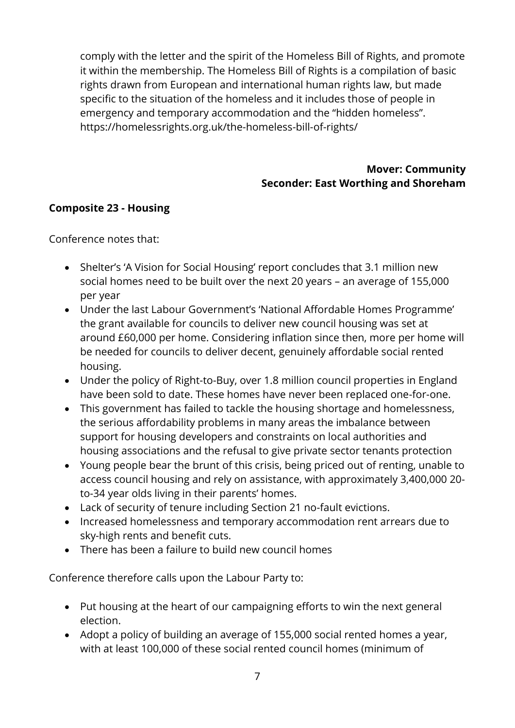comply with the letter and the spirit of the Homeless Bill of Rights, and promote it within the membership. The Homeless Bill of Rights is a compilation of basic rights drawn from European and international human rights law, but made specific to the situation of the homeless and it includes those of people in emergency and temporary accommodation and the "hidden homeless". https://homelessrights.org.uk/the-homeless-bill-of-rights/

**Mover: Community**
**Seconder: East Worthing and Shoreham**

**Composite 23 - Housing**

Conference notes that:

- Shelter's 'A Vision for Social Housing' report concludes that 3.1 million new social homes need to be built over the next 20 years – an average of 155,000 per year
- Under the last Labour Government's 'National Affordable Homes Programme' the grant available for councils to deliver new council housing was set at around £60,000 per home. Considering inflation since then, more per home will be needed for councils to deliver decent, genuinely affordable social rented housing.
- Under the policy of Right-to-Buy, over 1.8 million council properties in England have been sold to date. These homes have never been replaced one-for-one.
- This government has failed to tackle the housing shortage and homelessness, the serious affordability problems in many areas the imbalance between support for housing developers and constraints on local authorities and housing associations and the refusal to give private sector tenants protection
- Young people bear the brunt of this crisis, being priced out of renting, unable to access council housing and rely on assistance, with approximately 3,400,000 20-to-34 year olds living in their parents' homes.
- Lack of security of tenure including Section 21 no-fault evictions.
- Increased homelessness and temporary accommodation rent arrears due to sky-high rents and benefit cuts.
- There has been a failure to build new council homes

Conference therefore calls upon the Labour Party to:

- Put housing at the heart of our campaigning efforts to win the next general election.
- Adopt a policy of building an average of 155,000 social rented homes a year, with at least 100,000 of these social rented council homes (minimum of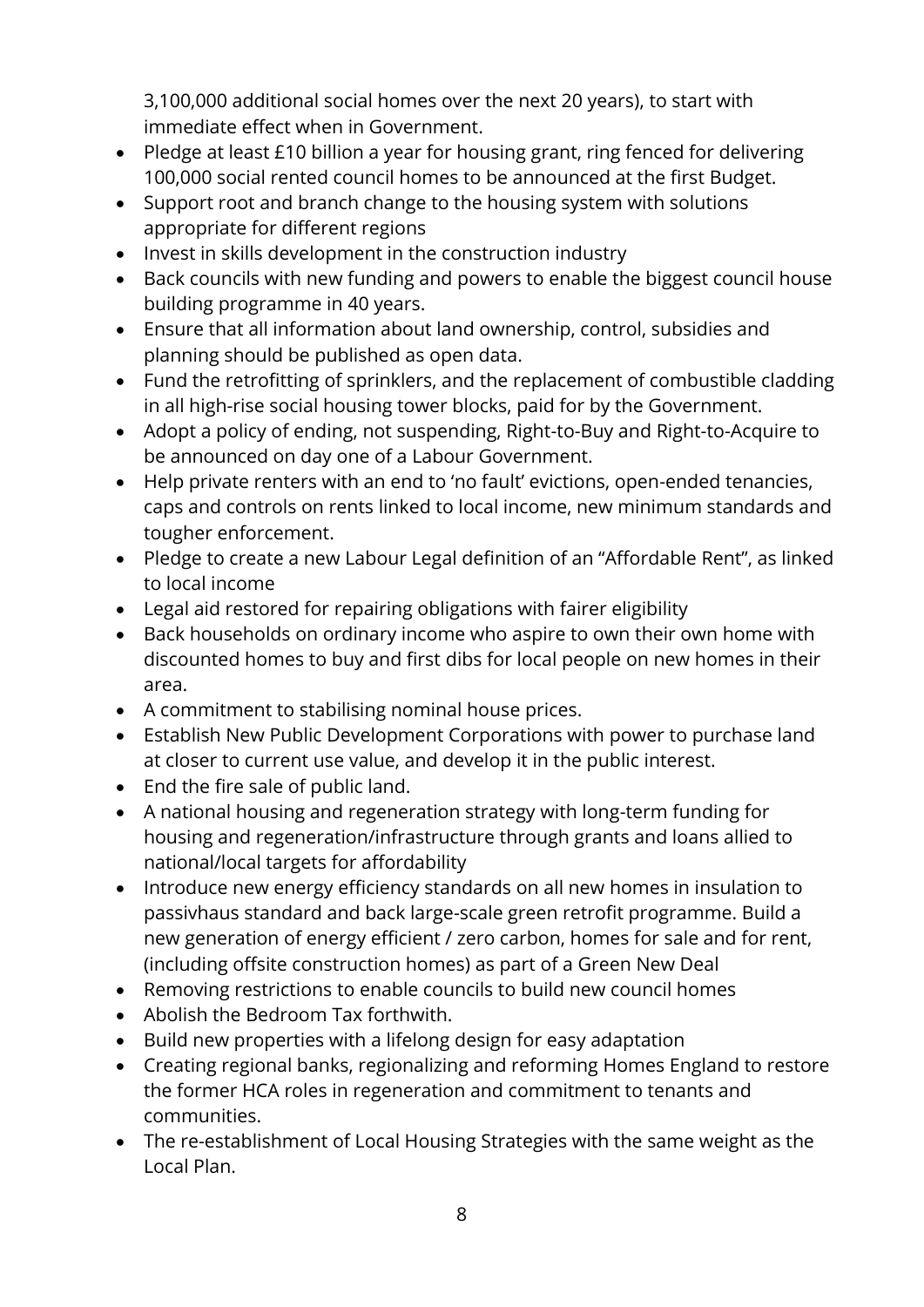3,100,000 additional social homes over the next 20 years), to start with immediate effect when in Government.

- Pledge at least £10 billion a year for housing grant, ring fenced for delivering 100,000 social rented council homes to be announced at the first Budget.
- Support root and branch change to the housing system with solutions appropriate for different regions
- Invest in skills development in the construction industry
- Back councils with new funding and powers to enable the biggest council house building programme in 40 years.
- Ensure that all information about land ownership, control, subsidies and planning should be published as open data.
- Fund the retrofitting of sprinklers, and the replacement of combustible cladding in all high-rise social housing tower blocks, paid for by the Government.
- Adopt a policy of ending, not suspending, Right-to-Buy and Right-to-Acquire to be announced on day one of a Labour Government.
- Help private renters with an end to 'no fault' evictions, open-ended tenancies, caps and controls on rents linked to local income, new minimum standards and tougher enforcement.
- Pledge to create a new Labour Legal definition of an "Affordable Rent", as linked to local income
- Legal aid restored for repairing obligations with fairer eligibility
- Back households on ordinary income who aspire to own their own home with discounted homes to buy and first dibs for local people on new homes in their area.
- A commitment to stabilising nominal house prices.
- Establish New Public Development Corporations with power to purchase land at closer to current use value, and develop it in the public interest.
- End the fire sale of public land.
- A national housing and regeneration strategy with long-term funding for housing and regeneration/infrastructure through grants and loans allied to national/local targets for affordability
- Introduce new energy efficiency standards on all new homes in insulation to passivhaus standard and back large-scale green retrofit programme. Build a new generation of energy efficient / zero carbon, homes for sale and for rent, (including offsite construction homes) as part of a Green New Deal
- Removing restrictions to enable councils to build new council homes
- Abolish the Bedroom Tax forthwith.
- Build new properties with a lifelong design for easy adaptation
- Creating regional banks, regionalizing and reforming Homes England to restore the former HCA roles in regeneration and commitment to tenants and communities.
- The re-establishment of Local Housing Strategies with the same weight as the Local Plan.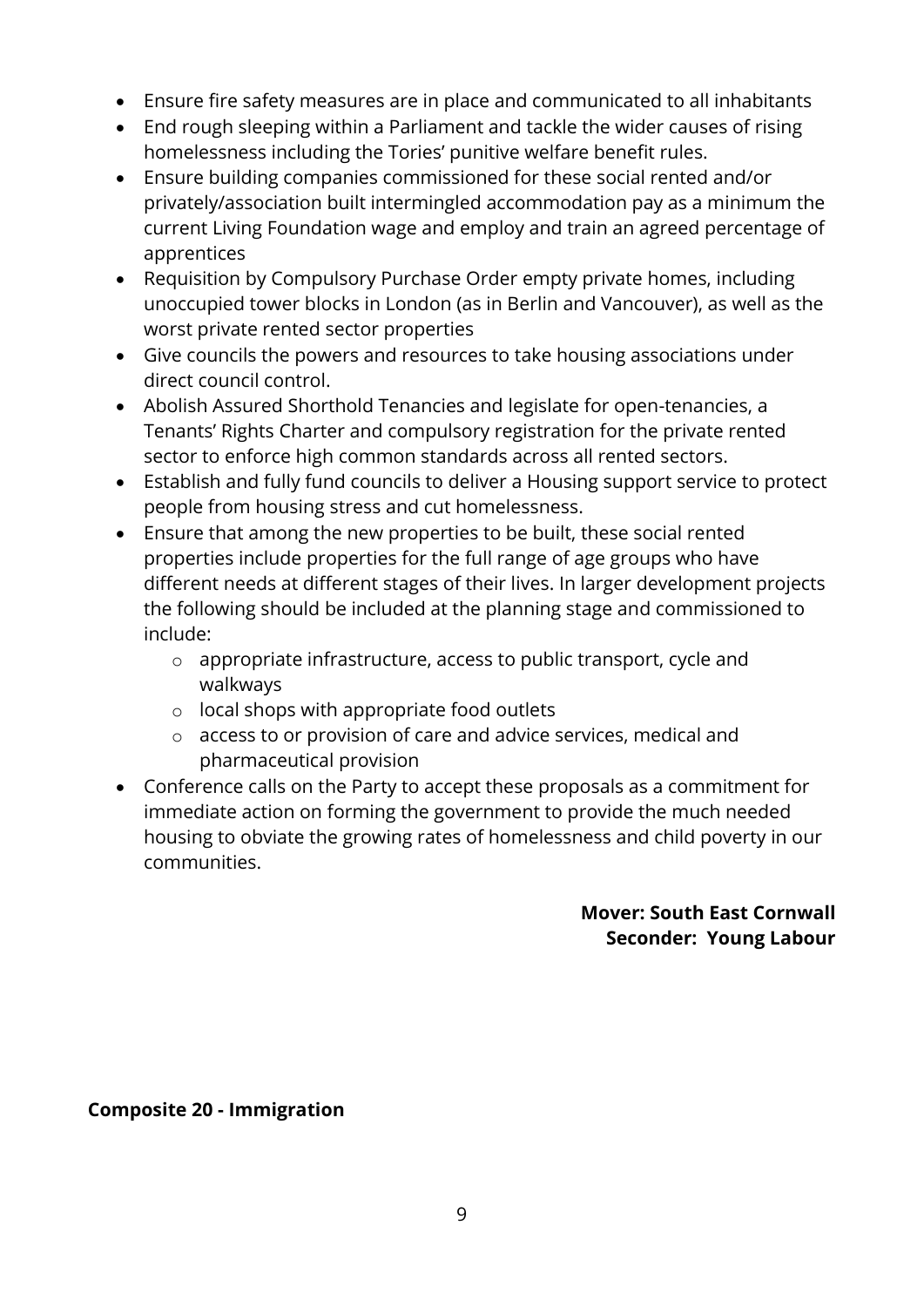- Ensure fire safety measures are in place and communicated to all inhabitants
- End rough sleeping within a Parliament and tackle the wider causes of rising homelessness including the Tories' punitive welfare benefit rules.
- Ensure building companies commissioned for these social rented and/or privately/association built intermingled accommodation pay as a minimum the current Living Foundation wage and employ and train an agreed percentage of apprentices
- Requisition by Compulsory Purchase Order empty private homes, including unoccupied tower blocks in London (as in Berlin and Vancouver), as well as the worst private rented sector properties
- Give councils the powers and resources to take housing associations under direct council control.
- Abolish Assured Shorthold Tenancies and legislate for open-tenancies, a Tenants' Rights Charter and compulsory registration for the private rented sector to enforce high common standards across all rented sectors.
- Establish and fully fund councils to deliver a Housing support service to protect people from housing stress and cut homelessness.
- Ensure that among the new properties to be built, these social rented properties include properties for the full range of age groups who have different needs at different stages of their lives. In larger development projects the following should be included at the planning stage and commissioned to include:
  - appropriate infrastructure, access to public transport, cycle and walkways
  - local shops with appropriate food outlets
  - access to or provision of care and advice services, medical and pharmaceutical provision
- Conference calls on the Party to accept these proposals as a commitment for immediate action on forming the government to provide the much needed housing to obviate the growing rates of homelessness and child poverty in our communities.

**Mover: South East Cornwall**
**Seconder: Young Labour**

**Composite 20 - Immigration**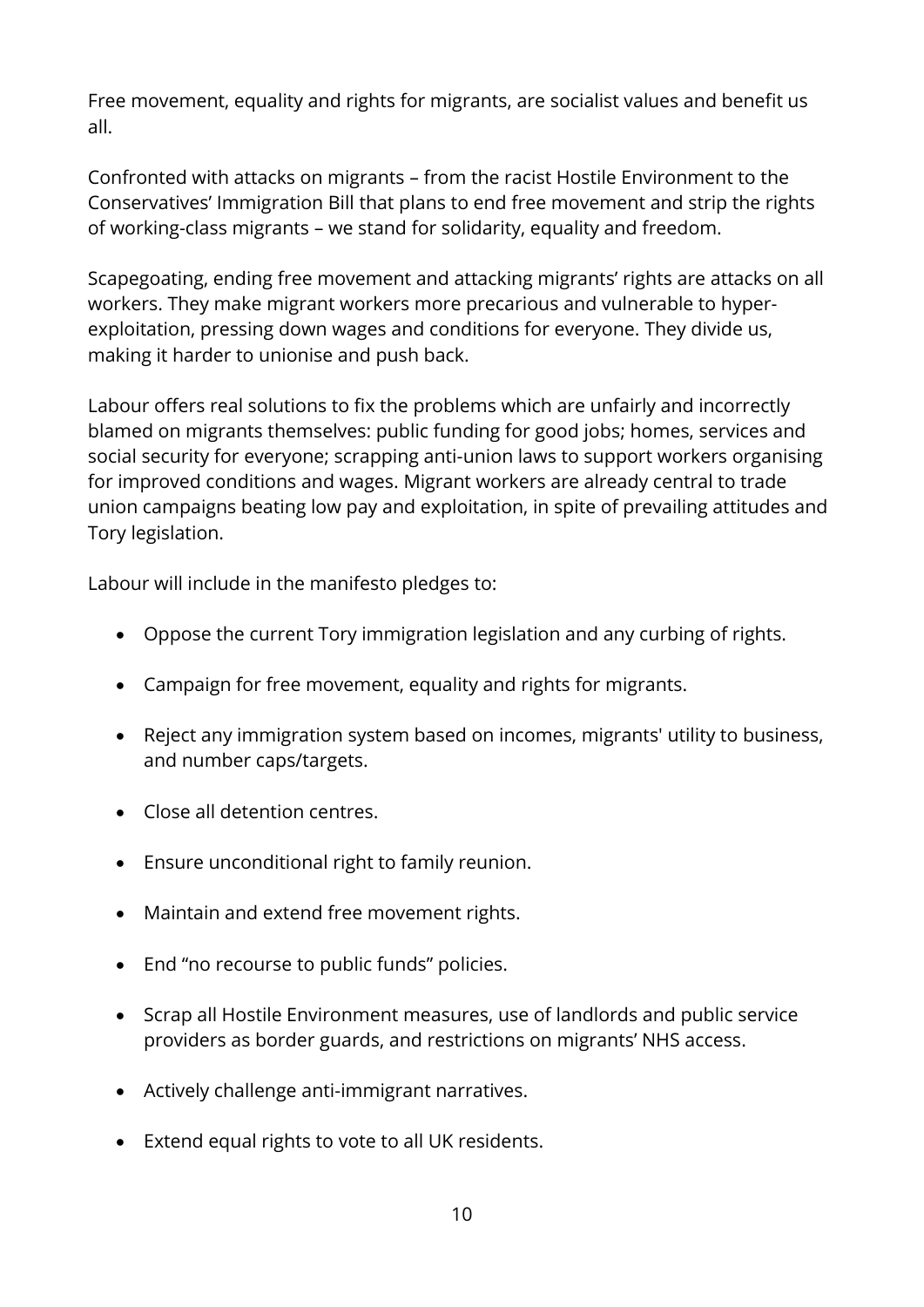Free movement, equality and rights for migrants, are socialist values and benefit us all.

Confronted with attacks on migrants – from the racist Hostile Environment to the Conservatives' Immigration Bill that plans to end free movement and strip the rights of working-class migrants – we stand for solidarity, equality and freedom.

Scapegoating, ending free movement and attacking migrants' rights are attacks on all workers. They make migrant workers more precarious and vulnerable to hyper-exploitation, pressing down wages and conditions for everyone. They divide us, making it harder to unionise and push back.

Labour offers real solutions to fix the problems which are unfairly and incorrectly blamed on migrants themselves: public funding for good jobs; homes, services and social security for everyone; scrapping anti-union laws to support workers organising for improved conditions and wages. Migrant workers are already central to trade union campaigns beating low pay and exploitation, in spite of prevailing attitudes and Tory legislation.

Labour will include in the manifesto pledges to:

- Oppose the current Tory immigration legislation and any curbing of rights.
- Campaign for free movement, equality and rights for migrants.
- Reject any immigration system based on incomes, migrants' utility to business, and number caps/targets.
- Close all detention centres.
- Ensure unconditional right to family reunion.
- Maintain and extend free movement rights.
- End "no recourse to public funds" policies.
- Scrap all Hostile Environment measures, use of landlords and public service providers as border guards, and restrictions on migrants' NHS access.
- Actively challenge anti-immigrant narratives.
- Extend equal rights to vote to all UK residents.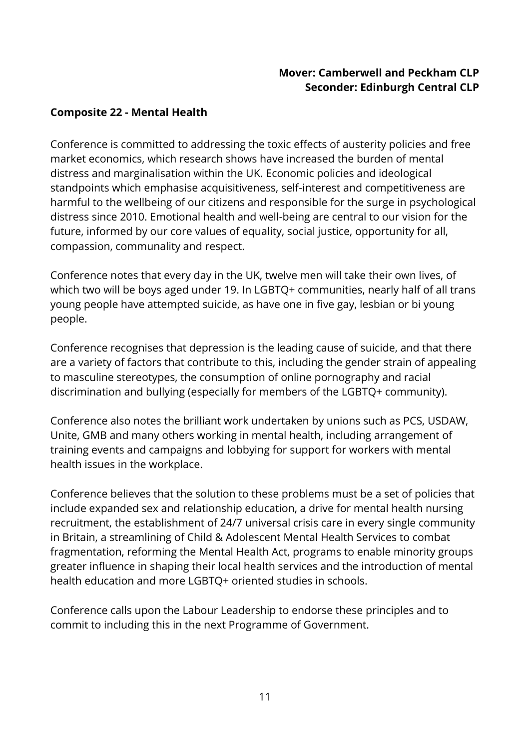**Mover: Camberwell and Peckham CLP**
**Seconder: Edinburgh Central CLP**

## Composite 22 - Mental Health

Conference is committed to addressing the toxic effects of austerity policies and free market economics, which research shows have increased the burden of mental distress and marginalisation within the UK. Economic policies and ideological standpoints which emphasise acquisitiveness, self-interest and competitiveness are harmful to the wellbeing of our citizens and responsible for the surge in psychological distress since 2010. Emotional health and well-being are central to our vision for the future, informed by our core values of equality, social justice, opportunity for all, compassion, communality and respect.

Conference notes that every day in the UK, twelve men will take their own lives, of which two will be boys aged under 19. In LGBTQ+ communities, nearly half of all trans young people have attempted suicide, as have one in five gay, lesbian or bi young people.

Conference recognises that depression is the leading cause of suicide, and that there are a variety of factors that contribute to this, including the gender strain of appealing to masculine stereotypes, the consumption of online pornography and racial discrimination and bullying (especially for members of the LGBTQ+ community).

Conference also notes the brilliant work undertaken by unions such as PCS, USDAW, Unite, GMB and many others working in mental health, including arrangement of training events and campaigns and lobbying for support for workers with mental health issues in the workplace.

Conference believes that the solution to these problems must be a set of policies that include expanded sex and relationship education, a drive for mental health nursing recruitment, the establishment of 24/7 universal crisis care in every single community in Britain, a streamlining of Child & Adolescent Mental Health Services to combat fragmentation, reforming the Mental Health Act, programs to enable minority groups greater influence in shaping their local health services and the introduction of mental health education and more LGBTQ+ oriented studies in schools.

Conference calls upon the Labour Leadership to endorse these principles and to commit to including this in the next Programme of Government.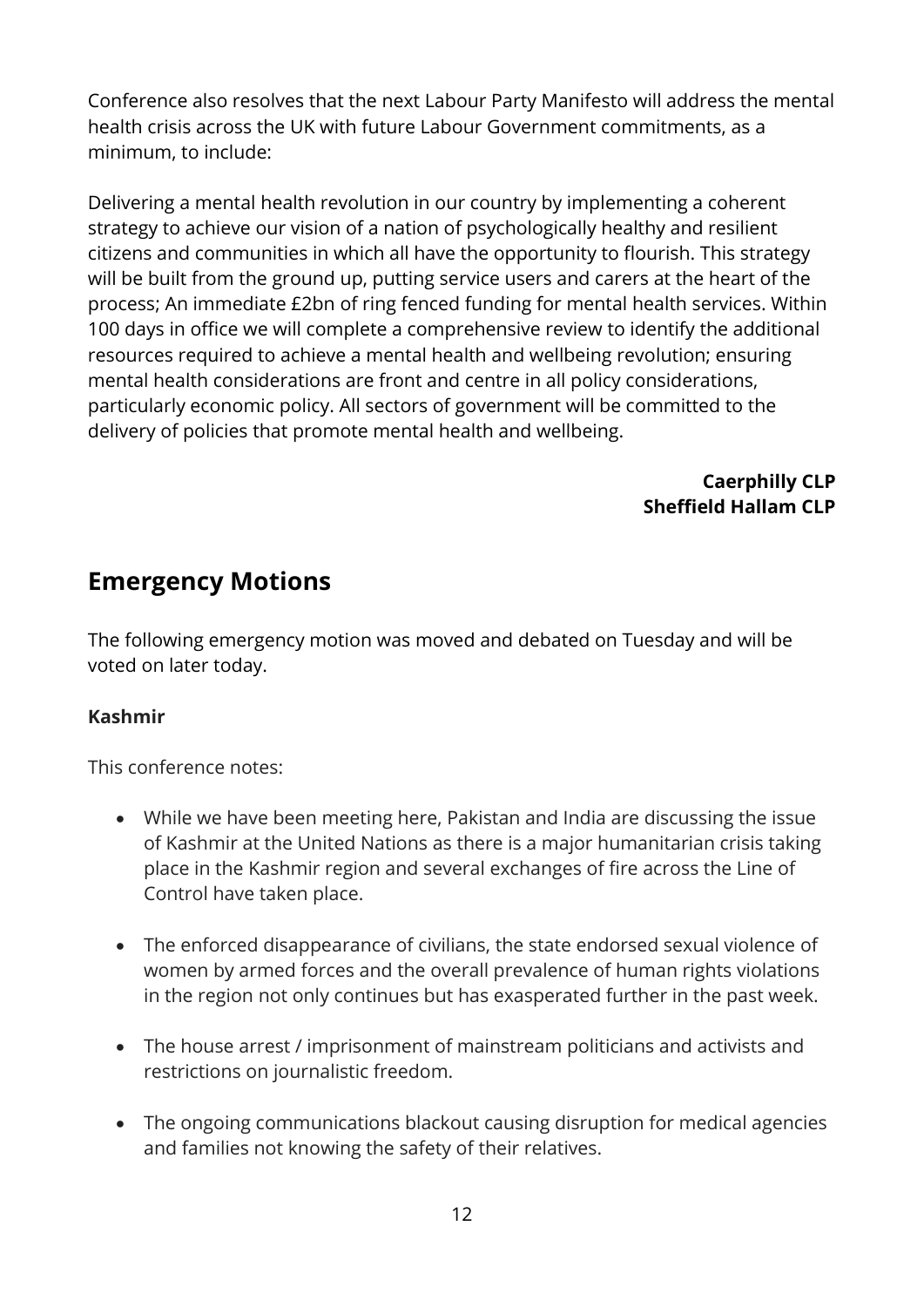Conference also resolves that the next Labour Party Manifesto will address the mental health crisis across the UK with future Labour Government commitments, as a minimum, to include:

Delivering a mental health revolution in our country by implementing a coherent strategy to achieve our vision of a nation of psychologically healthy and resilient citizens and communities in which all have the opportunity to flourish. This strategy will be built from the ground up, putting service users and carers at the heart of the process; An immediate £2bn of ring fenced funding for mental health services. Within 100 days in office we will complete a comprehensive review to identify the additional resources required to achieve a mental health and wellbeing revolution; ensuring mental health considerations are front and centre in all policy considerations, particularly economic policy. All sectors of government will be committed to the delivery of policies that promote mental health and wellbeing.

**Caerphilly CLP**
**Sheffield Hallam CLP**

## Emergency Motions

The following emergency motion was moved and debated on Tuesday and will be voted on later today.

### Kashmir

This conference notes:

- While we have been meeting here, Pakistan and India are discussing the issue of Kashmir at the United Nations as there is a major humanitarian crisis taking place in the Kashmir region and several exchanges of fire across the Line of Control have taken place.
- The enforced disappearance of civilians, the state endorsed sexual violence of women by armed forces and the overall prevalence of human rights violations in the region not only continues but has exasperated further in the past week.
- The house arrest / imprisonment of mainstream politicians and activists and restrictions on journalistic freedom.
- The ongoing communications blackout causing disruption for medical agencies and families not knowing the safety of their relatives.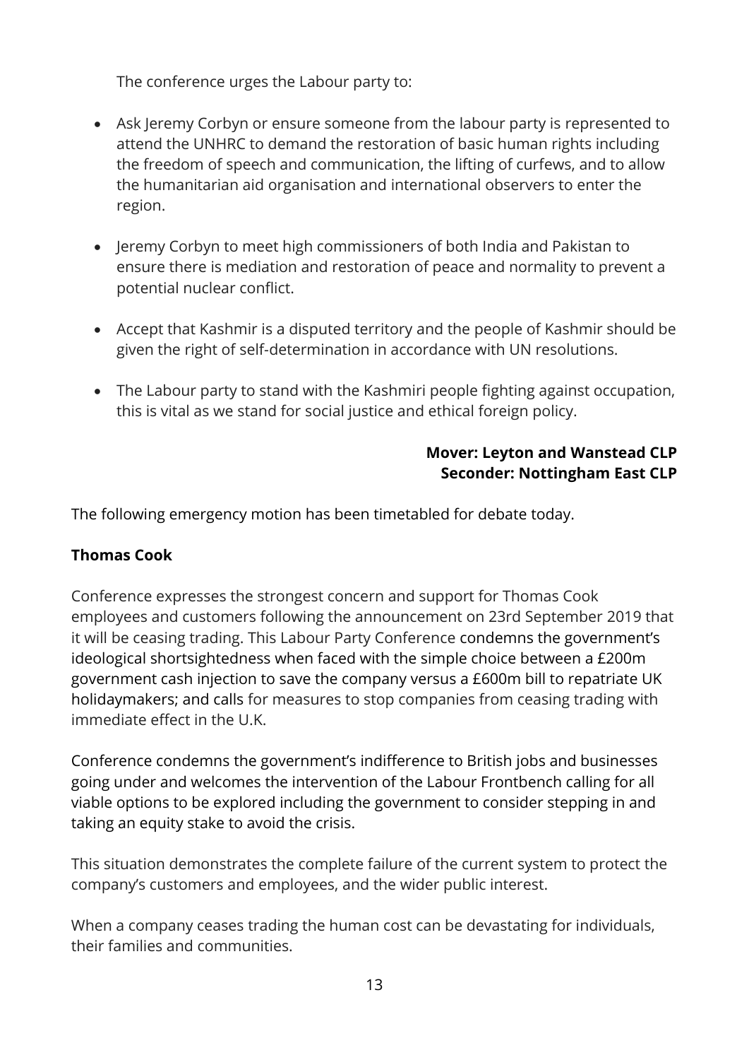The conference urges the Labour party to:

- Ask Jeremy Corbyn or ensure someone from the labour party is represented to attend the UNHRC to demand the restoration of basic human rights including the freedom of speech and communication, the lifting of curfews, and to allow the humanitarian aid organisation and international observers to enter the region.
- Jeremy Corbyn to meet high commissioners of both India and Pakistan to ensure there is mediation and restoration of peace and normality to prevent a potential nuclear conflict.
- Accept that Kashmir is a disputed territory and the people of Kashmir should be given the right of self-determination in accordance with UN resolutions.
- The Labour party to stand with the Kashmiri people fighting against occupation, this is vital as we stand for social justice and ethical foreign policy.

**Mover: Leyton and Wanstead CLP**
**Seconder: Nottingham East CLP**

The following emergency motion has been timetabled for debate today.

**Thomas Cook**

Conference expresses the strongest concern and support for Thomas Cook employees and customers following the announcement on 23rd September 2019 that it will be ceasing trading. This Labour Party Conference condemns the government's ideological shortsightedness when faced with the simple choice between a £200m government cash injection to save the company versus a £600m bill to repatriate UK holidaymakers; and calls for measures to stop companies from ceasing trading with immediate effect in the U.K.

Conference condemns the government's indifference to British jobs and businesses going under and welcomes the intervention of the Labour Frontbench calling for all viable options to be explored including the government to consider stepping in and taking an equity stake to avoid the crisis.

This situation demonstrates the complete failure of the current system to protect the company's customers and employees, and the wider public interest.

When a company ceases trading the human cost can be devastating for individuals, their families and communities.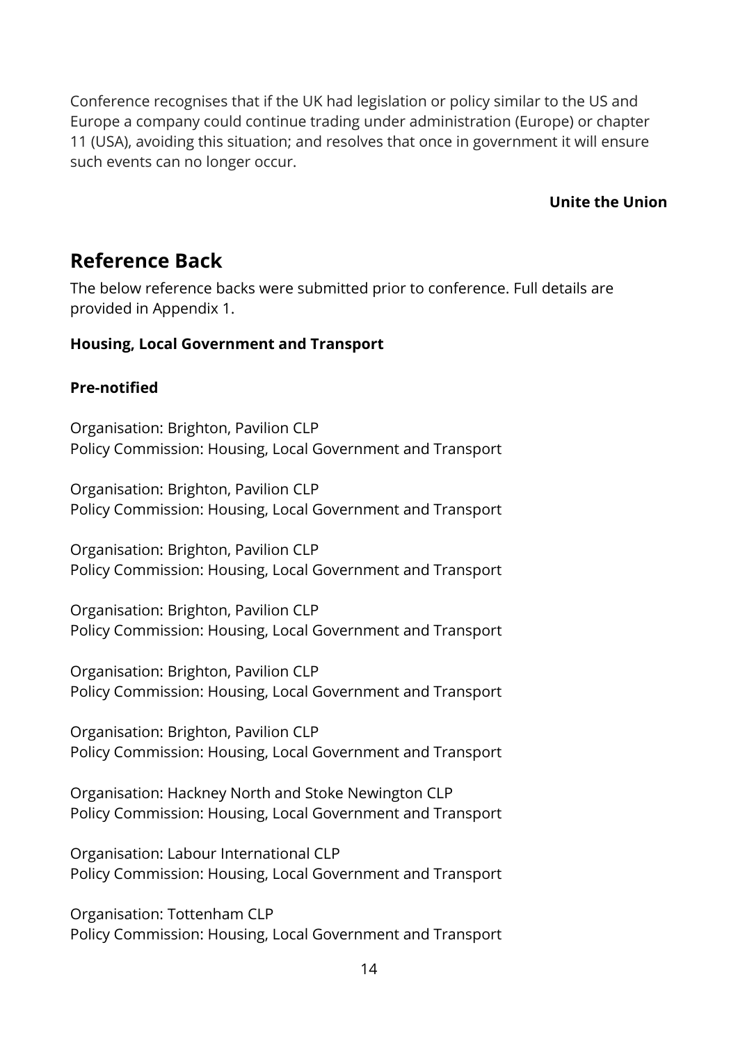Conference recognises that if the UK had legislation or policy similar to the US and Europe a company could continue trading under administration (Europe) or chapter 11 (USA), avoiding this situation; and resolves that once in government it will ensure such events can no longer occur.

**Unite the Union**

## Reference Back

The below reference backs were submitted prior to conference. Full details are provided in Appendix 1.

**Housing, Local Government and Transport**

**Pre-notified**

Organisation: Brighton, Pavilion CLP
Policy Commission: Housing, Local Government and Transport

Organisation: Brighton, Pavilion CLP
Policy Commission: Housing, Local Government and Transport

Organisation: Brighton, Pavilion CLP
Policy Commission: Housing, Local Government and Transport

Organisation: Brighton, Pavilion CLP
Policy Commission: Housing, Local Government and Transport

Organisation: Brighton, Pavilion CLP
Policy Commission: Housing, Local Government and Transport

Organisation: Brighton, Pavilion CLP
Policy Commission: Housing, Local Government and Transport

Organisation: Hackney North and Stoke Newington CLP
Policy Commission: Housing, Local Government and Transport

Organisation: Labour International CLP
Policy Commission: Housing, Local Government and Transport

Organisation: Tottenham CLP
Policy Commission: Housing, Local Government and Transport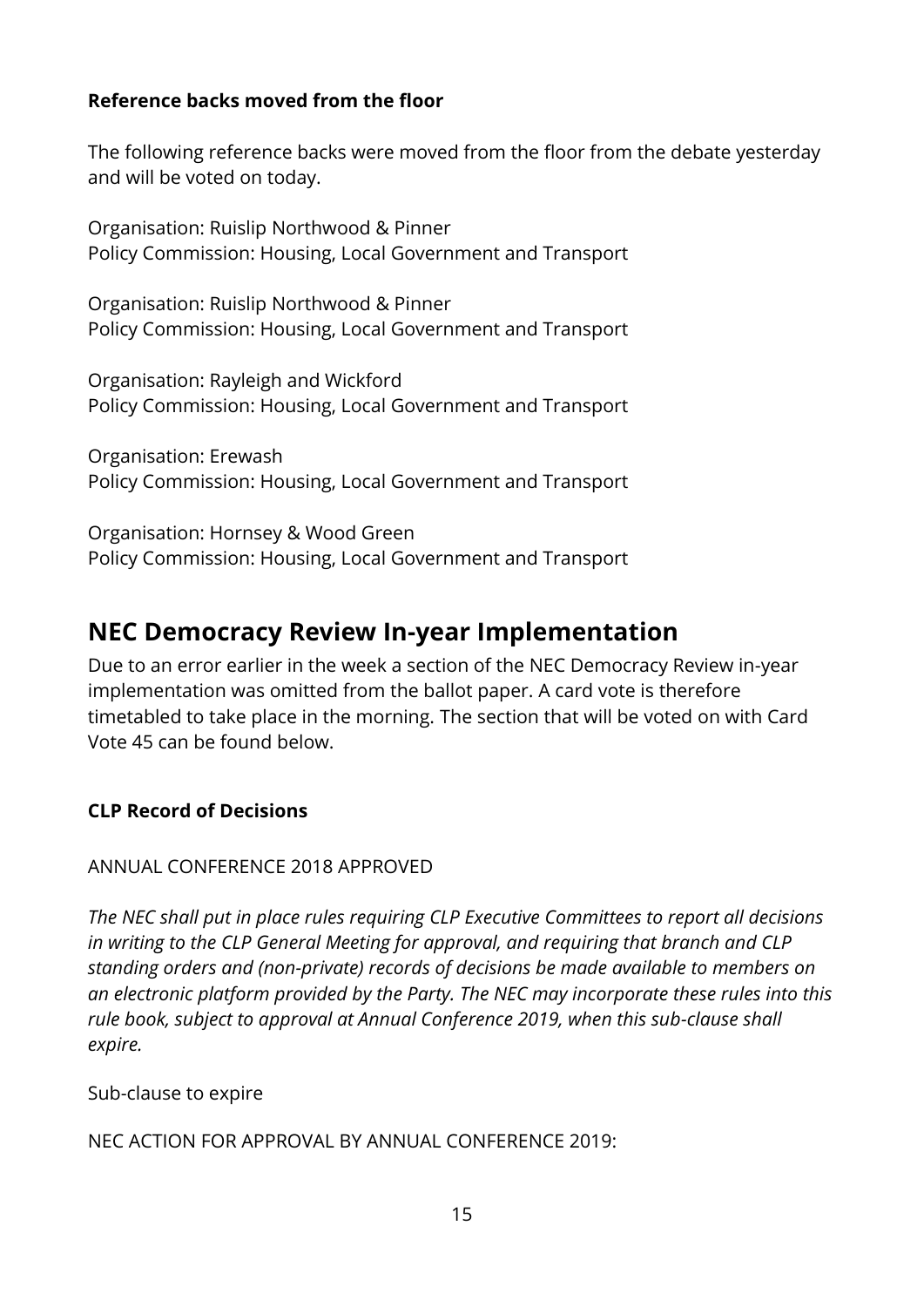**Reference backs moved from the floor**

The following reference backs were moved from the floor from the debate yesterday and will be voted on today.

Organisation: Ruislip Northwood & Pinner
Policy Commission: Housing, Local Government and Transport

Organisation: Ruislip Northwood & Pinner
Policy Commission: Housing, Local Government and Transport

Organisation: Rayleigh and Wickford
Policy Commission: Housing, Local Government and Transport

Organisation: Erewash
Policy Commission: Housing, Local Government and Transport

Organisation: Hornsey & Wood Green
Policy Commission: Housing, Local Government and Transport

## NEC Democracy Review In-year Implementation

Due to an error earlier in the week a section of the NEC Democracy Review in-year implementation was omitted from the ballot paper. A card vote is therefore timetabled to take place in the morning. The section that will be voted on with Card Vote 45 can be found below.

**CLP Record of Decisions**

ANNUAL CONFERENCE 2018 APPROVED

*The NEC shall put in place rules requiring CLP Executive Committees to report all decisions in writing to the CLP General Meeting for approval, and requiring that branch and CLP standing orders and (non-private) records of decisions be made available to members on an electronic platform provided by the Party. The NEC may incorporate these rules into this rule book, subject to approval at Annual Conference 2019, when this sub-clause shall expire.*

Sub-clause to expire

NEC ACTION FOR APPROVAL BY ANNUAL CONFERENCE 2019: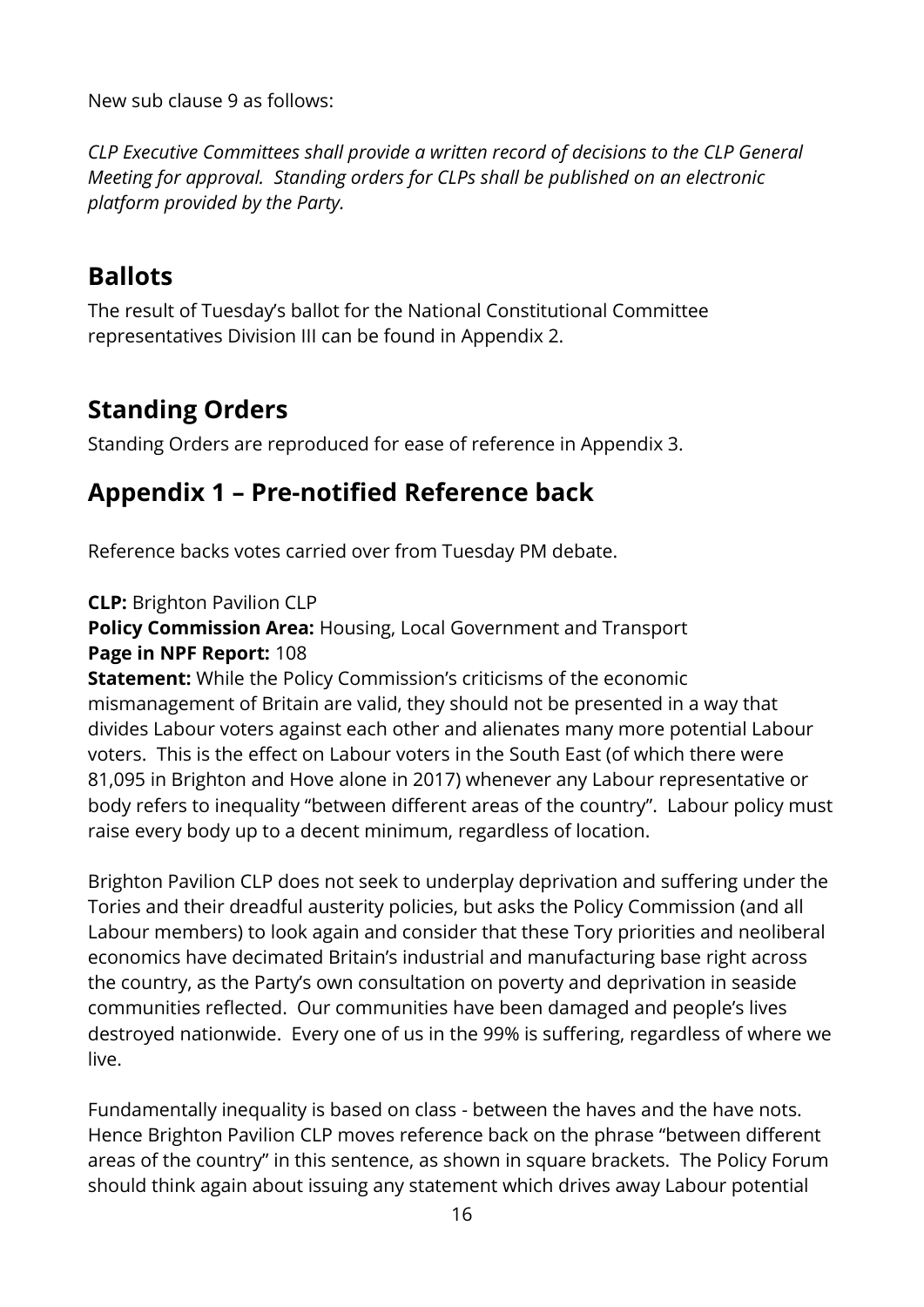New sub clause 9 as follows:

*CLP Executive Committees shall provide a written record of decisions to the CLP General Meeting for approval. Standing orders for CLPs shall be published on an electronic platform provided by the Party.*

## Ballots

The result of Tuesday's ballot for the National Constitutional Committee representatives Division III can be found in Appendix 2.

## Standing Orders

Standing Orders are reproduced for ease of reference in Appendix 3.

## Appendix 1 – Pre-notified Reference back

Reference backs votes carried over from Tuesday PM debate.

**CLP:** Brighton Pavilion CLP
**Policy Commission Area:** Housing, Local Government and Transport
**Page in NPF Report:** 108
**Statement:** While the Policy Commission's criticisms of the economic mismanagement of Britain are valid, they should not be presented in a way that divides Labour voters against each other and alienates many more potential Labour voters. This is the effect on Labour voters in the South East (of which there were 81,095 in Brighton and Hove alone in 2017) whenever any Labour representative or body refers to inequality "between different areas of the country". Labour policy must raise every body up to a decent minimum, regardless of location.

Brighton Pavilion CLP does not seek to underplay deprivation and suffering under the Tories and their dreadful austerity policies, but asks the Policy Commission (and all Labour members) to look again and consider that these Tory priorities and neoliberal economics have decimated Britain's industrial and manufacturing base right across the country, as the Party's own consultation on poverty and deprivation in seaside communities reflected. Our communities have been damaged and people's lives destroyed nationwide. Every one of us in the 99% is suffering, regardless of where we live.

Fundamentally inequality is based on class - between the haves and the have nots. Hence Brighton Pavilion CLP moves reference back on the phrase "between different areas of the country" in this sentence, as shown in square brackets. The Policy Forum should think again about issuing any statement which drives away Labour potential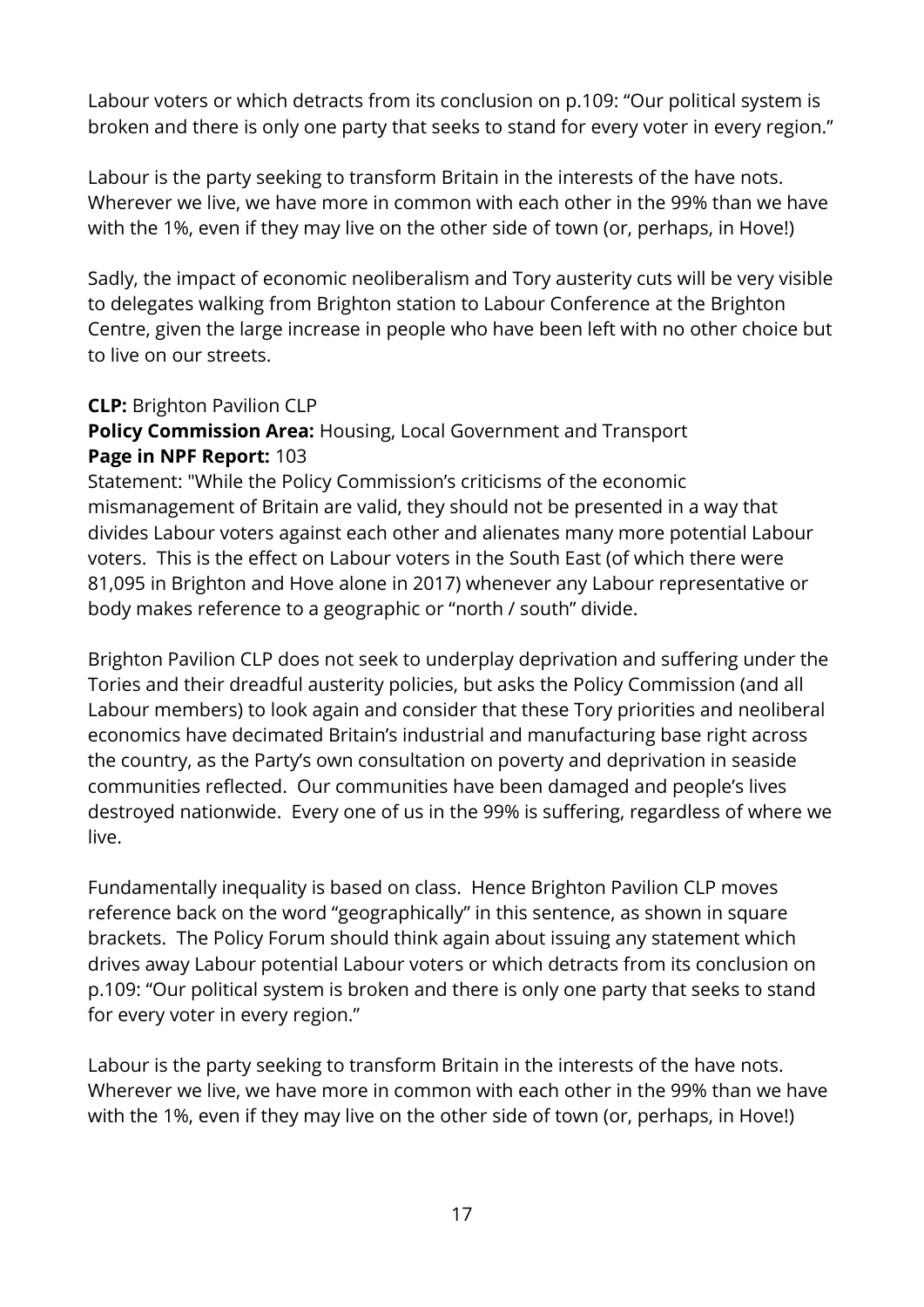Labour voters or which detracts from its conclusion on p.109: “Our political system is broken and there is only one party that seeks to stand for every voter in every region.”

Labour is the party seeking to transform Britain in the interests of the have nots. Wherever we live, we have more in common with each other in the 99% than we have with the 1%, even if they may live on the other side of town (or, perhaps, in Hove!)

Sadly, the impact of economic neoliberalism and Tory austerity cuts will be very visible to delegates walking from Brighton station to Labour Conference at the Brighton Centre, given the large increase in people who have been left with no other choice but to live on our streets.

**CLP:** Brighton Pavilion CLP
**Policy Commission Area:** Housing, Local Government and Transport
**Page in NPF Report:** 103
Statement: "While the Policy Commission’s criticisms of the economic mismanagement of Britain are valid, they should not be presented in a way that divides Labour voters against each other and alienates many more potential Labour voters. This is the effect on Labour voters in the South East (of which there were 81,095 in Brighton and Hove alone in 2017) whenever any Labour representative or body makes reference to a geographic or “north / south” divide.

Brighton Pavilion CLP does not seek to underplay deprivation and suffering under the Tories and their dreadful austerity policies, but asks the Policy Commission (and all Labour members) to look again and consider that these Tory priorities and neoliberal economics have decimated Britain’s industrial and manufacturing base right across the country, as the Party’s own consultation on poverty and deprivation in seaside communities reflected. Our communities have been damaged and people’s lives destroyed nationwide. Every one of us in the 99% is suffering, regardless of where we live.

Fundamentally inequality is based on class. Hence Brighton Pavilion CLP moves reference back on the word “geographically” in this sentence, as shown in square brackets. The Policy Forum should think again about issuing any statement which drives away Labour potential Labour voters or which detracts from its conclusion on p.109: “Our political system is broken and there is only one party that seeks to stand for every voter in every region.”

Labour is the party seeking to transform Britain in the interests of the have nots. Wherever we live, we have more in common with each other in the 99% than we have with the 1%, even if they may live on the other side of town (or, perhaps, in Hove!)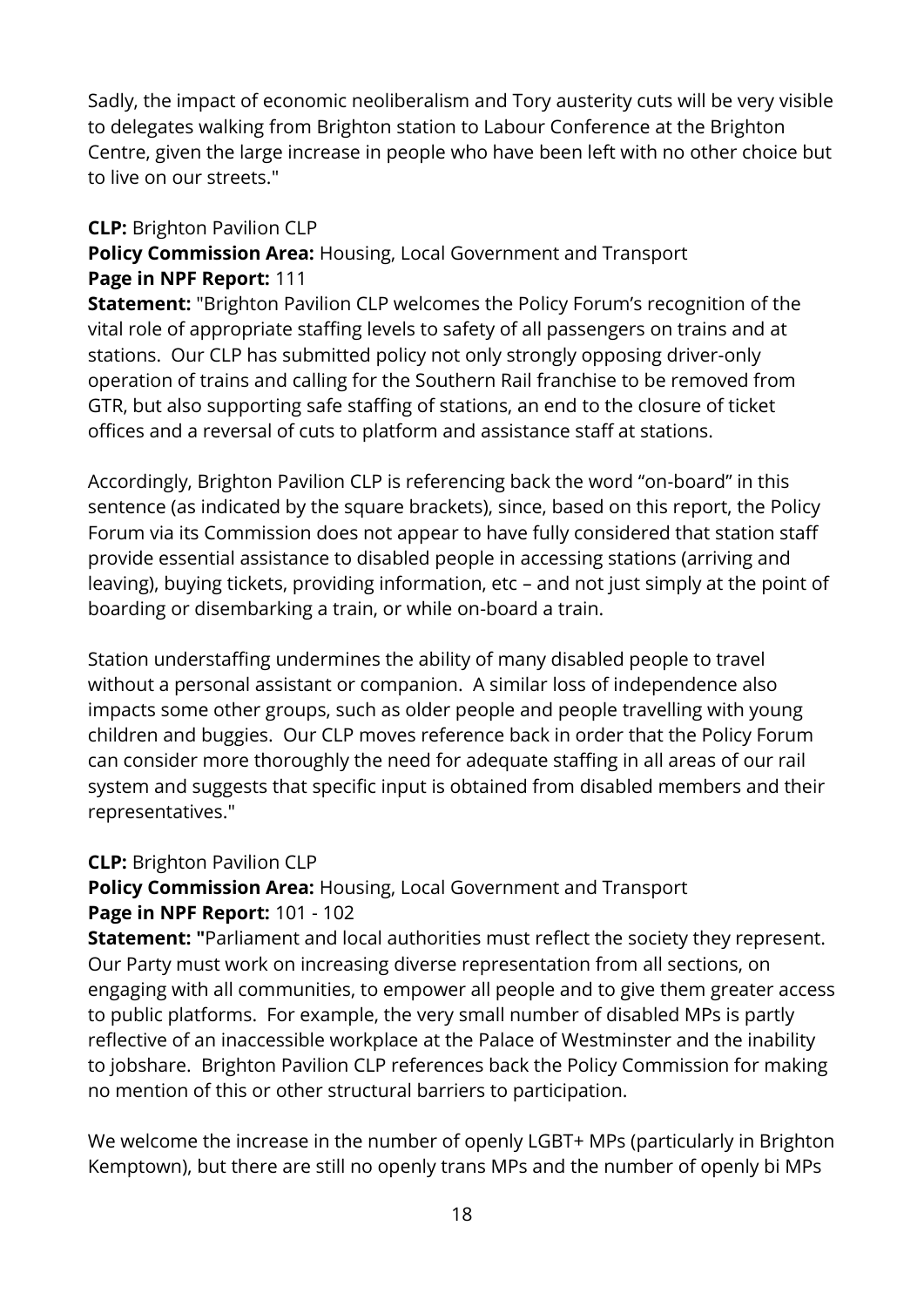Sadly, the impact of economic neoliberalism and Tory austerity cuts will be very visible to delegates walking from Brighton station to Labour Conference at the Brighton Centre, given the large increase in people who have been left with no other choice but to live on our streets."

**CLP:** Brighton Pavilion CLP
**Policy Commission Area:** Housing, Local Government and Transport
**Page in NPF Report:** 111
**Statement:** "Brighton Pavilion CLP welcomes the Policy Forum's recognition of the vital role of appropriate staffing levels to safety of all passengers on trains and at stations. Our CLP has submitted policy not only strongly opposing driver-only operation of trains and calling for the Southern Rail franchise to be removed from GTR, but also supporting safe staffing of stations, an end to the closure of ticket offices and a reversal of cuts to platform and assistance staff at stations.

Accordingly, Brighton Pavilion CLP is referencing back the word "on-board" in this sentence (as indicated by the square brackets), since, based on this report, the Policy Forum via its Commission does not appear to have fully considered that station staff provide essential assistance to disabled people in accessing stations (arriving and leaving), buying tickets, providing information, etc – and not just simply at the point of boarding or disembarking a train, or while on-board a train.

Station understaffing undermines the ability of many disabled people to travel without a personal assistant or companion. A similar loss of independence also impacts some other groups, such as older people and people travelling with young children and buggies. Our CLP moves reference back in order that the Policy Forum can consider more thoroughly the need for adequate staffing in all areas of our rail system and suggests that specific input is obtained from disabled members and their representatives."

**CLP:** Brighton Pavilion CLP
**Policy Commission Area:** Housing, Local Government and Transport
**Page in NPF Report:** 101 - 102
**Statement: "**Parliament and local authorities must reflect the society they represent. Our Party must work on increasing diverse representation from all sections, on engaging with all communities, to empower all people and to give them greater access to public platforms. For example, the very small number of disabled MPs is partly reflective of an inaccessible workplace at the Palace of Westminster and the inability to jobshare. Brighton Pavilion CLP references back the Policy Commission for making no mention of this or other structural barriers to participation.

We welcome the increase in the number of openly LGBT+ MPs (particularly in Brighton Kemptown), but there are still no openly trans MPs and the number of openly bi MPs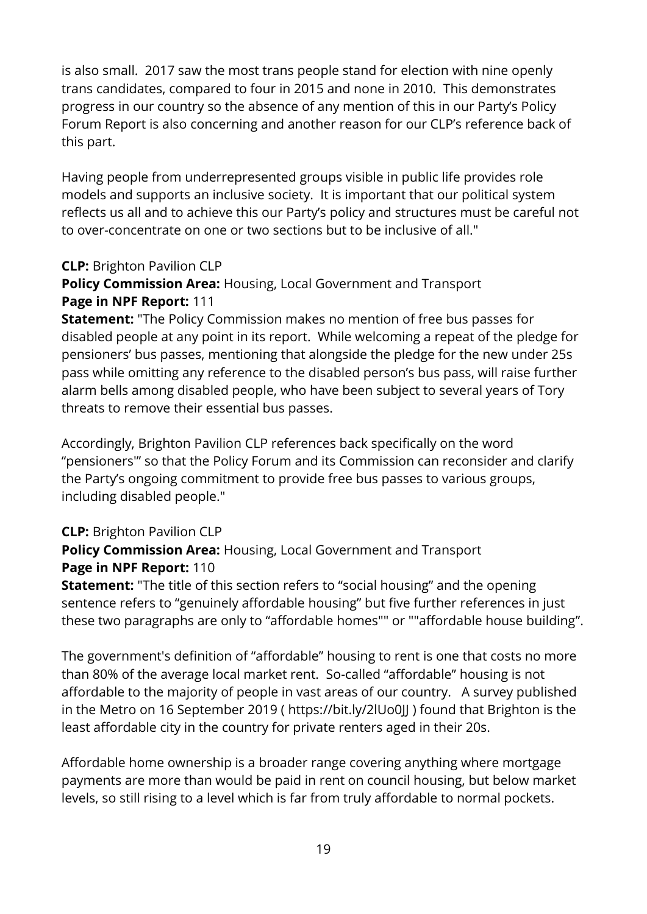is also small. 2017 saw the most trans people stand for election with nine openly trans candidates, compared to four in 2015 and none in 2010. This demonstrates progress in our country so the absence of any mention of this in our Party's Policy Forum Report is also concerning and another reason for our CLP's reference back of this part.

Having people from underrepresented groups visible in public life provides role models and supports an inclusive society. It is important that our political system reflects us all and to achieve this our Party's policy and structures must be careful not to over-concentrate on one or two sections but to be inclusive of all."

**CLP:** Brighton Pavilion CLP
**Policy Commission Area:** Housing, Local Government and Transport
**Page in NPF Report:** 111
**Statement:** "The Policy Commission makes no mention of free bus passes for disabled people at any point in its report. While welcoming a repeat of the pledge for pensioners' bus passes, mentioning that alongside the pledge for the new under 25s pass while omitting any reference to the disabled person's bus pass, will raise further alarm bells among disabled people, who have been subject to several years of Tory threats to remove their essential bus passes.

Accordingly, Brighton Pavilion CLP references back specifically on the word "pensioners'" so that the Policy Forum and its Commission can reconsider and clarify the Party's ongoing commitment to provide free bus passes to various groups, including disabled people."

**CLP:** Brighton Pavilion CLP
**Policy Commission Area:** Housing, Local Government and Transport
**Page in NPF Report:** 110
**Statement:** "The title of this section refers to "social housing" and the opening sentence refers to "genuinely affordable housing" but five further references in just these two paragraphs are only to "affordable homes"" or ""affordable house building".

The government's definition of "affordable" housing to rent is one that costs no more than 80% of the average local market rent. So-called "affordable" housing is not affordable to the majority of people in vast areas of our country. A survey published in the Metro on 16 September 2019 ( https://bit.ly/2lUo0JJ ) found that Brighton is the least affordable city in the country for private renters aged in their 20s.

Affordable home ownership is a broader range covering anything where mortgage payments are more than would be paid in rent on council housing, but below market levels, so still rising to a level which is far from truly affordable to normal pockets.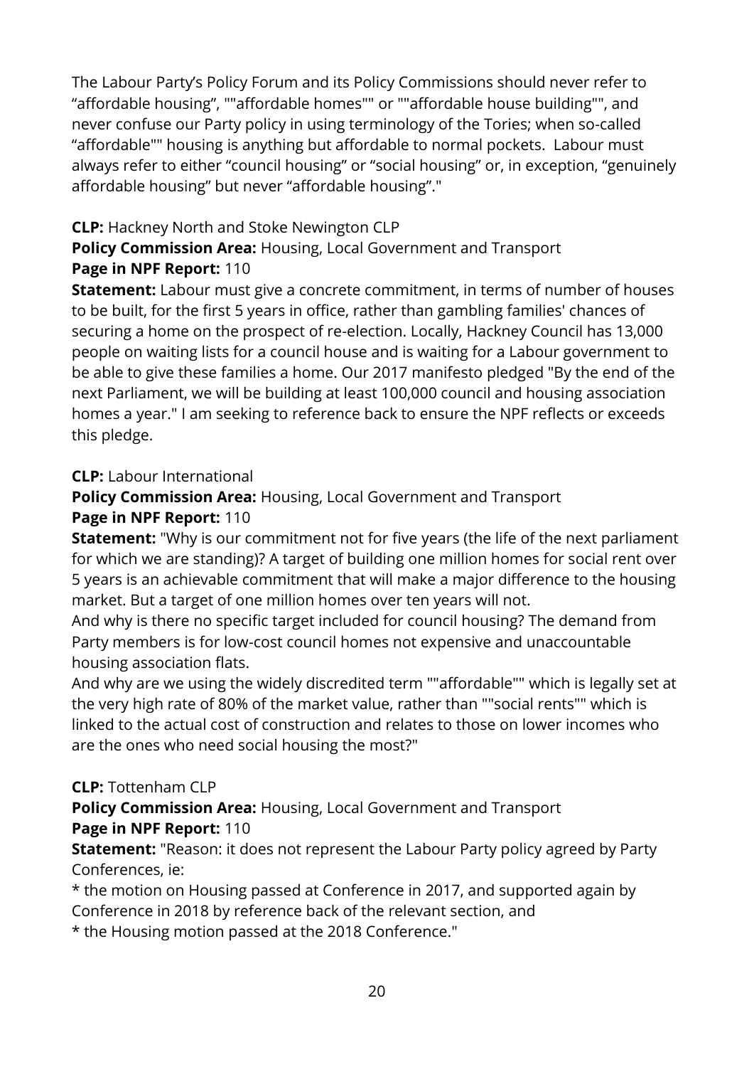The Labour Party's Policy Forum and its Policy Commissions should never refer to "affordable housing", ""affordable homes"" or ""affordable house building"", and never confuse our Party policy in using terminology of the Tories; when so-called "affordable"" housing is anything but affordable to normal pockets. Labour must always refer to either "council housing" or "social housing" or, in exception, "genuinely affordable housing" but never "affordable housing"."

**CLP:** Hackney North and Stoke Newington CLP
**Policy Commission Area:** Housing, Local Government and Transport
**Page in NPF Report:** 110
**Statement:** Labour must give a concrete commitment, in terms of number of houses to be built, for the first 5 years in office, rather than gambling families' chances of securing a home on the prospect of re-election. Locally, Hackney Council has 13,000 people on waiting lists for a council house and is waiting for a Labour government to be able to give these families a home. Our 2017 manifesto pledged "By the end of the next Parliament, we will be building at least 100,000 council and housing association homes a year." I am seeking to reference back to ensure the NPF reflects or exceeds this pledge.

**CLP:** Labour International
**Policy Commission Area:** Housing, Local Government and Transport
**Page in NPF Report:** 110
**Statement:** "Why is our commitment not for five years (the life of the next parliament for which we are standing)? A target of building one million homes for social rent over 5 years is an achievable commitment that will make a major difference to the housing market. But a target of one million homes over ten years will not.
And why is there no specific target included for council housing? The demand from Party members is for low-cost council homes not expensive and unaccountable housing association flats.
And why are we using the widely discredited term ""affordable"" which is legally set at the very high rate of 80% of the market value, rather than ""social rents"" which is linked to the actual cost of construction and relates to those on lower incomes who are the ones who need social housing the most?"

**CLP:** Tottenham CLP
**Policy Commission Area:** Housing, Local Government and Transport
**Page in NPF Report:** 110
**Statement:** "Reason: it does not represent the Labour Party policy agreed by Party Conferences, ie:
* the motion on Housing passed at Conference in 2017, and supported again by Conference in 2018 by reference back of the relevant section, and
* the Housing motion passed at the 2018 Conference."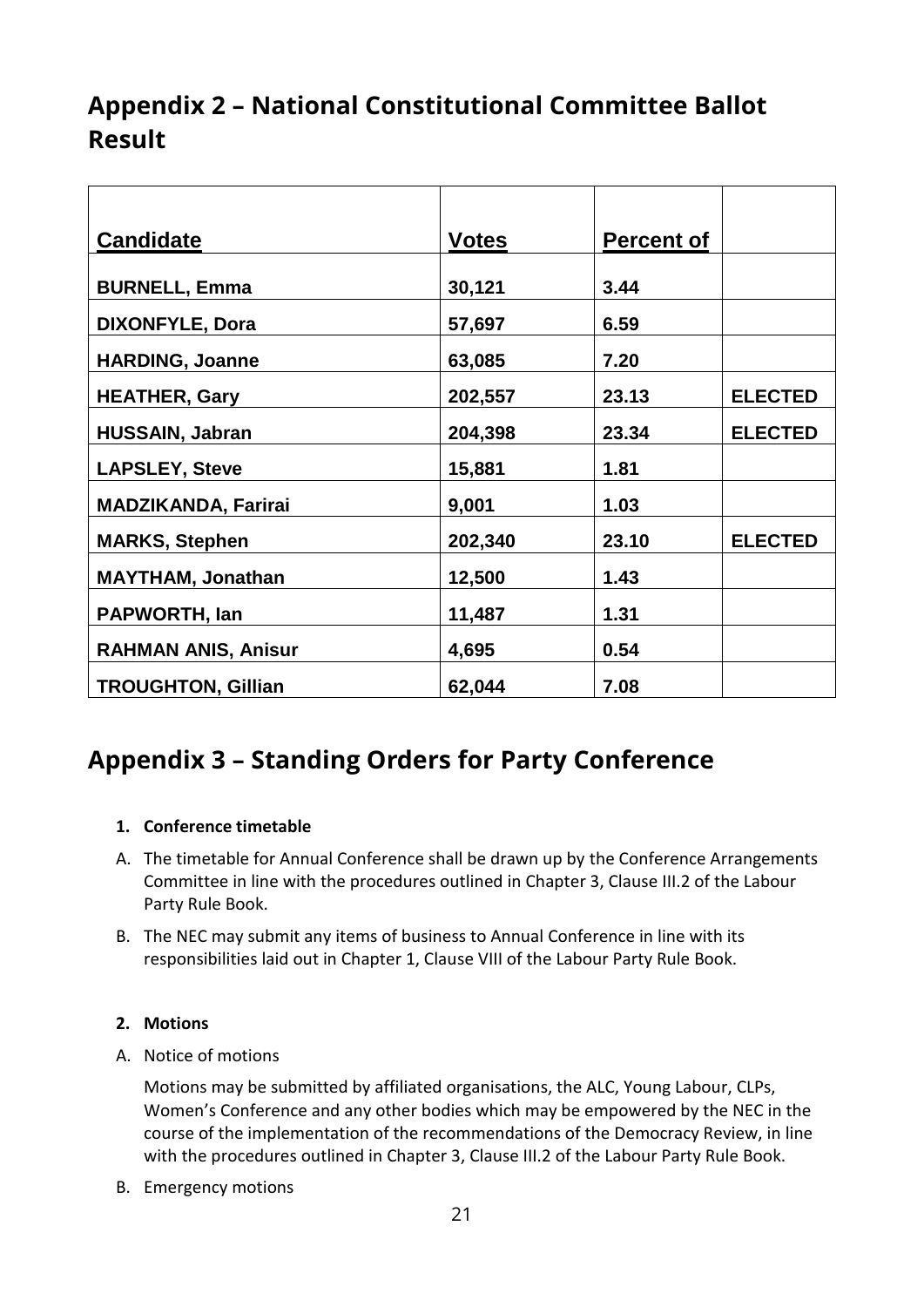## Appendix 2 – National Constitutional Committee Ballot Result

| Candidate | Votes | Percent of | |
|---|---|---|---|
| BURNELL, Emma | 30,121 | 3.44 | |
| DIXONFYLE, Dora | 57,697 | 6.59 | |
| HARDING, Joanne | 63,085 | 7.20 | |
| HEATHER, Gary | 202,557 | 23.13 | ELECTED |
| HUSSAIN, Jabran | 204,398 | 23.34 | ELECTED |
| LAPSLEY, Steve | 15,881 | 1.81 | |
| MADZIKANDA, Farirai | 9,001 | 1.03 | |
| MARKS, Stephen | 202,340 | 23.10 | ELECTED |
| MAYTHAM, Jonathan | 12,500 | 1.43 | |
| PAPWORTH, Ian | 11,487 | 1.31 | |
| RAHMAN ANIS, Anisur | 4,695 | 0.54 | |
| TROUGHTON, Gillian | 62,044 | 7.08 | |

## Appendix 3 – Standing Orders for Party Conference

**1. Conference timetable**

A. The timetable for Annual Conference shall be drawn up by the Conference Arrangements Committee in line with the procedures outlined in Chapter 3, Clause III.2 of the Labour Party Rule Book.

B. The NEC may submit any items of business to Annual Conference in line with its responsibilities laid out in Chapter 1, Clause VIII of the Labour Party Rule Book.

**2. Motions**

A. Notice of motions

Motions may be submitted by affiliated organisations, the ALC, Young Labour, CLPs, Women's Conference and any other bodies which may be empowered by the NEC in the course of the implementation of the recommendations of the Democracy Review, in line with the procedures outlined in Chapter 3, Clause III.2 of the Labour Party Rule Book.

B. Emergency motions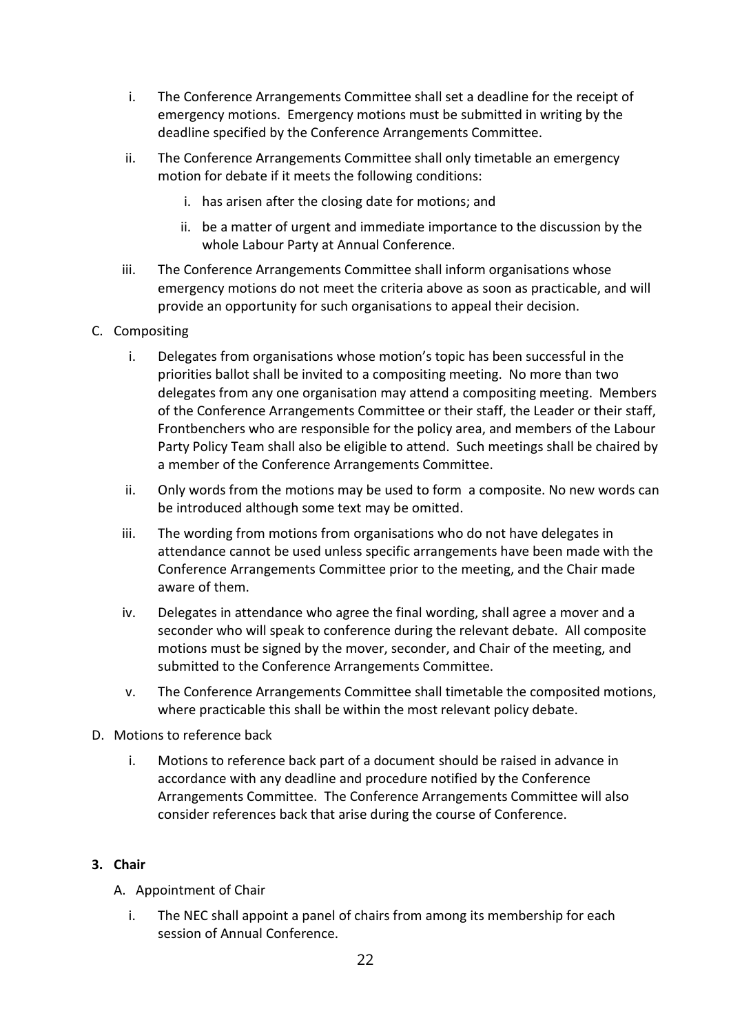i. The Conference Arrangements Committee shall set a deadline for the receipt of emergency motions. Emergency motions must be submitted in writing by the deadline specified by the Conference Arrangements Committee.

ii. The Conference Arrangements Committee shall only timetable an emergency motion for debate if it meets the following conditions:

    i. has arisen after the closing date for motions; and

    ii. be a matter of urgent and immediate importance to the discussion by the whole Labour Party at Annual Conference.

iii. The Conference Arrangements Committee shall inform organisations whose emergency motions do not meet the criteria above as soon as practicable, and will provide an opportunity for such organisations to appeal their decision.

C. Compositing

i. Delegates from organisations whose motion's topic has been successful in the priorities ballot shall be invited to a compositing meeting. No more than two delegates from any one organisation may attend a compositing meeting. Members of the Conference Arrangements Committee or their staff, the Leader or their staff, Frontbenchers who are responsible for the policy area, and members of the Labour Party Policy Team shall also be eligible to attend. Such meetings shall be chaired by a member of the Conference Arrangements Committee.

ii. Only words from the motions may be used to form a composite. No new words can be introduced although some text may be omitted.

iii. The wording from motions from organisations who do not have delegates in attendance cannot be used unless specific arrangements have been made with the Conference Arrangements Committee prior to the meeting, and the Chair made aware of them.

iv. Delegates in attendance who agree the final wording, shall agree a mover and a seconder who will speak to conference during the relevant debate. All composite motions must be signed by the mover, seconder, and Chair of the meeting, and submitted to the Conference Arrangements Committee.

v. The Conference Arrangements Committee shall timetable the composited motions, where practicable this shall be within the most relevant policy debate.

D. Motions to reference back

i. Motions to reference back part of a document should be raised in advance in accordance with any deadline and procedure notified by the Conference Arrangements Committee. The Conference Arrangements Committee will also consider references back that arise during the course of Conference.

**3. Chair**

A. Appointment of Chair

i. The NEC shall appoint a panel of chairs from among its membership for each session of Annual Conference.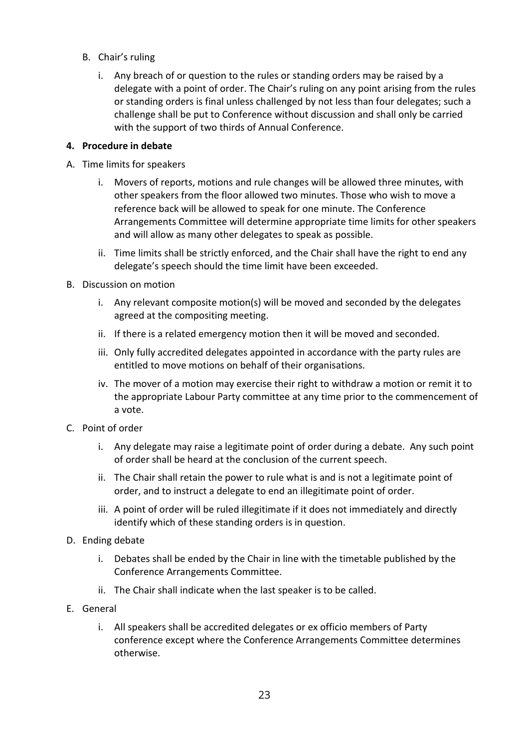B. Chair's ruling

   i. Any breach of or question to the rules or standing orders may be raised by a delegate with a point of order. The Chair's ruling on any point arising from the rules or standing orders is final unless challenged by not less than four delegates; such a challenge shall be put to Conference without discussion and shall only be carried with the support of two thirds of Annual Conference.

**4. Procedure in debate**

A. Time limits for speakers

   i. Movers of reports, motions and rule changes will be allowed three minutes, with other speakers from the floor allowed two minutes. Those who wish to move a reference back will be allowed to speak for one minute. The Conference Arrangements Committee will determine appropriate time limits for other speakers and will allow as many other delegates to speak as possible.

   ii. Time limits shall be strictly enforced, and the Chair shall have the right to end any delegate's speech should the time limit have been exceeded.

B. Discussion on motion

   i. Any relevant composite motion(s) will be moved and seconded by the delegates agreed at the compositing meeting.

   ii. If there is a related emergency motion then it will be moved and seconded.

   iii. Only fully accredited delegates appointed in accordance with the party rules are entitled to move motions on behalf of their organisations.

   iv. The mover of a motion may exercise their right to withdraw a motion or remit it to the appropriate Labour Party committee at any time prior to the commencement of a vote.

C. Point of order

   i. Any delegate may raise a legitimate point of order during a debate. Any such point of order shall be heard at the conclusion of the current speech.

   ii. The Chair shall retain the power to rule what is and is not a legitimate point of order, and to instruct a delegate to end an illegitimate point of order.

   iii. A point of order will be ruled illegitimate if it does not immediately and directly identify which of these standing orders is in question.

D. Ending debate

   i. Debates shall be ended by the Chair in line with the timetable published by the Conference Arrangements Committee.

   ii. The Chair shall indicate when the last speaker is to be called.

E. General

   i. All speakers shall be accredited delegates or ex officio members of Party conference except where the Conference Arrangements Committee determines otherwise.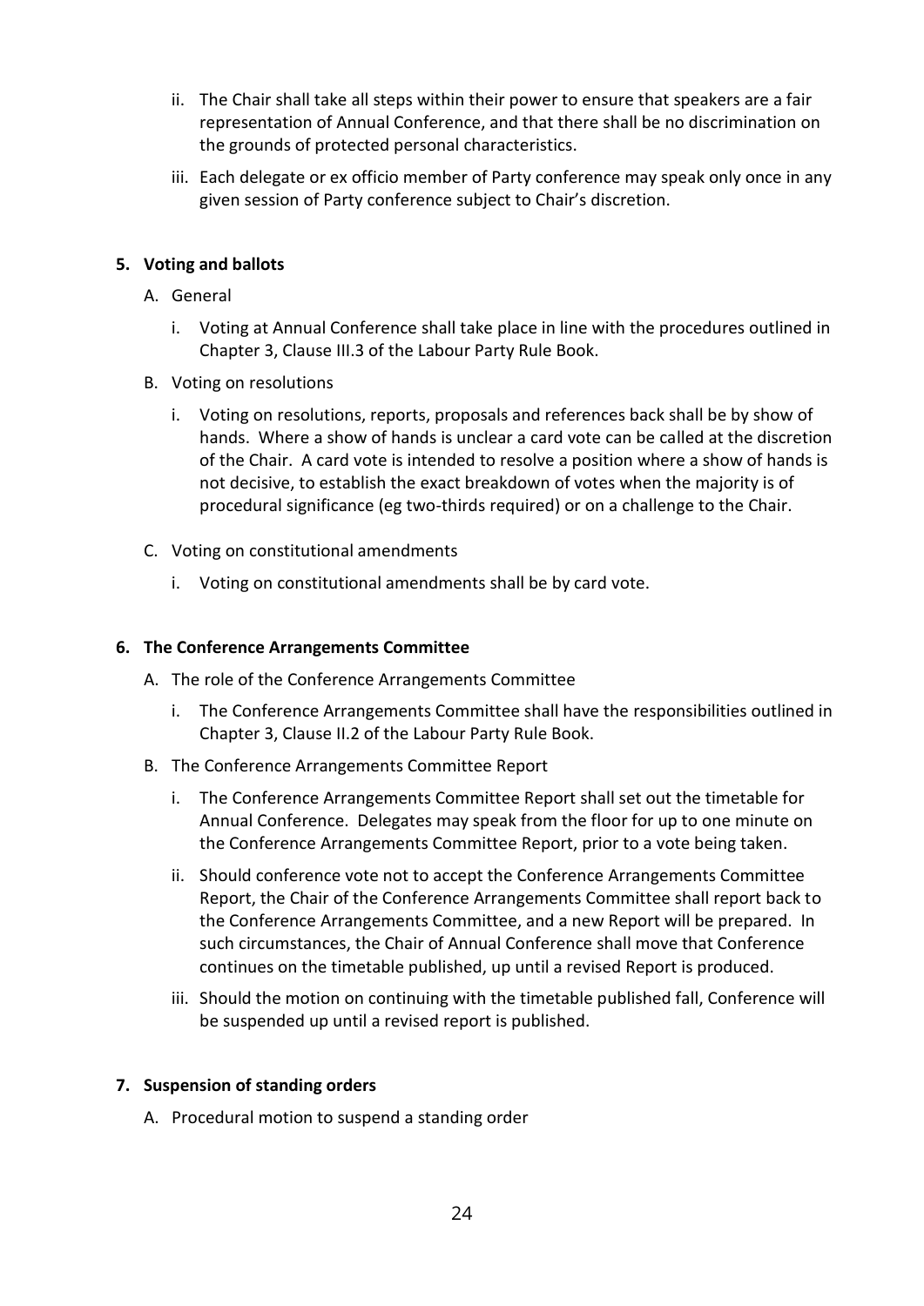ii. The Chair shall take all steps within their power to ensure that speakers are a fair representation of Annual Conference, and that there shall be no discrimination on the grounds of protected personal characteristics.

iii. Each delegate or ex officio member of Party conference may speak only once in any given session of Party conference subject to Chair's discretion.

**5. Voting and ballots**

A. General

i. Voting at Annual Conference shall take place in line with the procedures outlined in Chapter 3, Clause III.3 of the Labour Party Rule Book.

B. Voting on resolutions

i. Voting on resolutions, reports, proposals and references back shall be by show of hands. Where a show of hands is unclear a card vote can be called at the discretion of the Chair. A card vote is intended to resolve a position where a show of hands is not decisive, to establish the exact breakdown of votes when the majority is of procedural significance (eg two-thirds required) or on a challenge to the Chair.

C. Voting on constitutional amendments

i. Voting on constitutional amendments shall be by card vote.

**6. The Conference Arrangements Committee**

A. The role of the Conference Arrangements Committee

i. The Conference Arrangements Committee shall have the responsibilities outlined in Chapter 3, Clause II.2 of the Labour Party Rule Book.

B. The Conference Arrangements Committee Report

i. The Conference Arrangements Committee Report shall set out the timetable for Annual Conference. Delegates may speak from the floor for up to one minute on the Conference Arrangements Committee Report, prior to a vote being taken.

ii. Should conference vote not to accept the Conference Arrangements Committee Report, the Chair of the Conference Arrangements Committee shall report back to the Conference Arrangements Committee, and a new Report will be prepared. In such circumstances, the Chair of Annual Conference shall move that Conference continues on the timetable published, up until a revised Report is produced.

iii. Should the motion on continuing with the timetable published fall, Conference will be suspended up until a revised report is published.

**7. Suspension of standing orders**

A. Procedural motion to suspend a standing order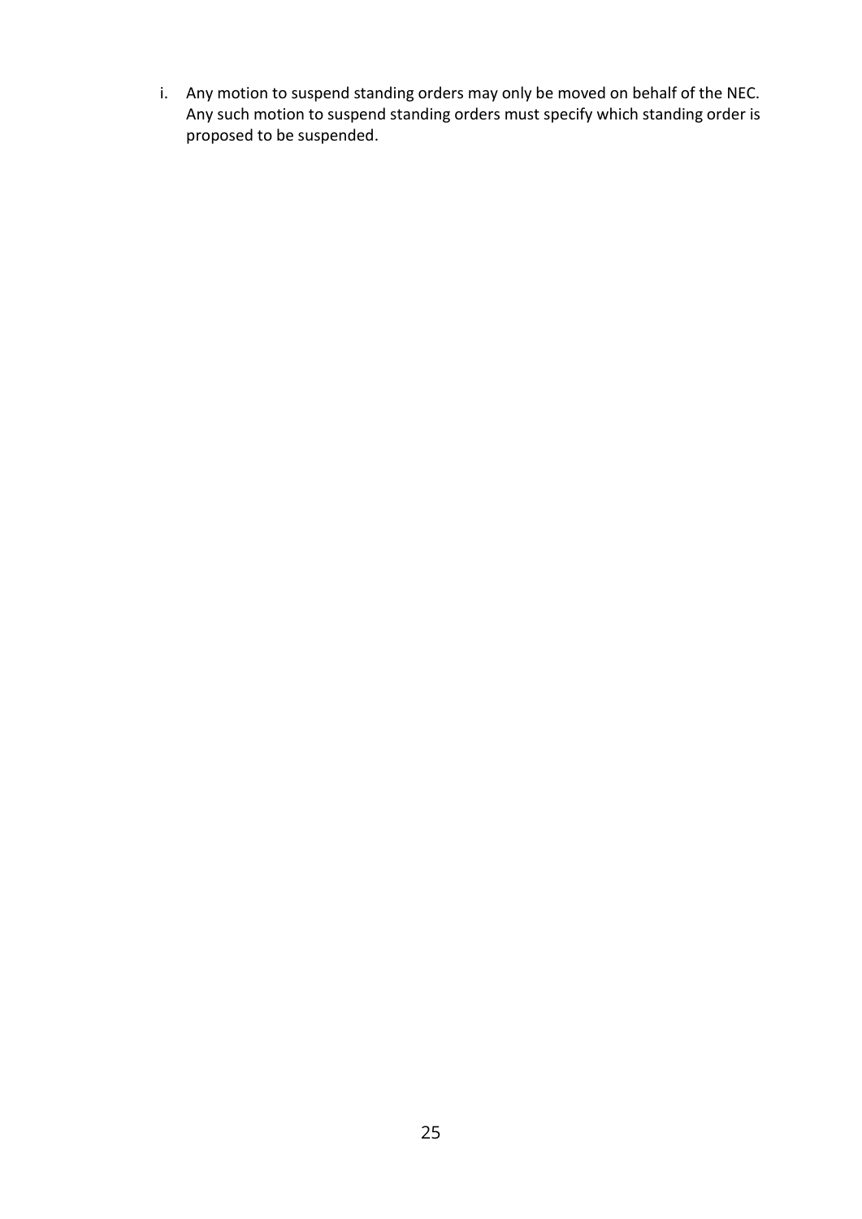i. Any motion to suspend standing orders may only be moved on behalf of the NEC. Any such motion to suspend standing orders must specify which standing order is proposed to be suspended.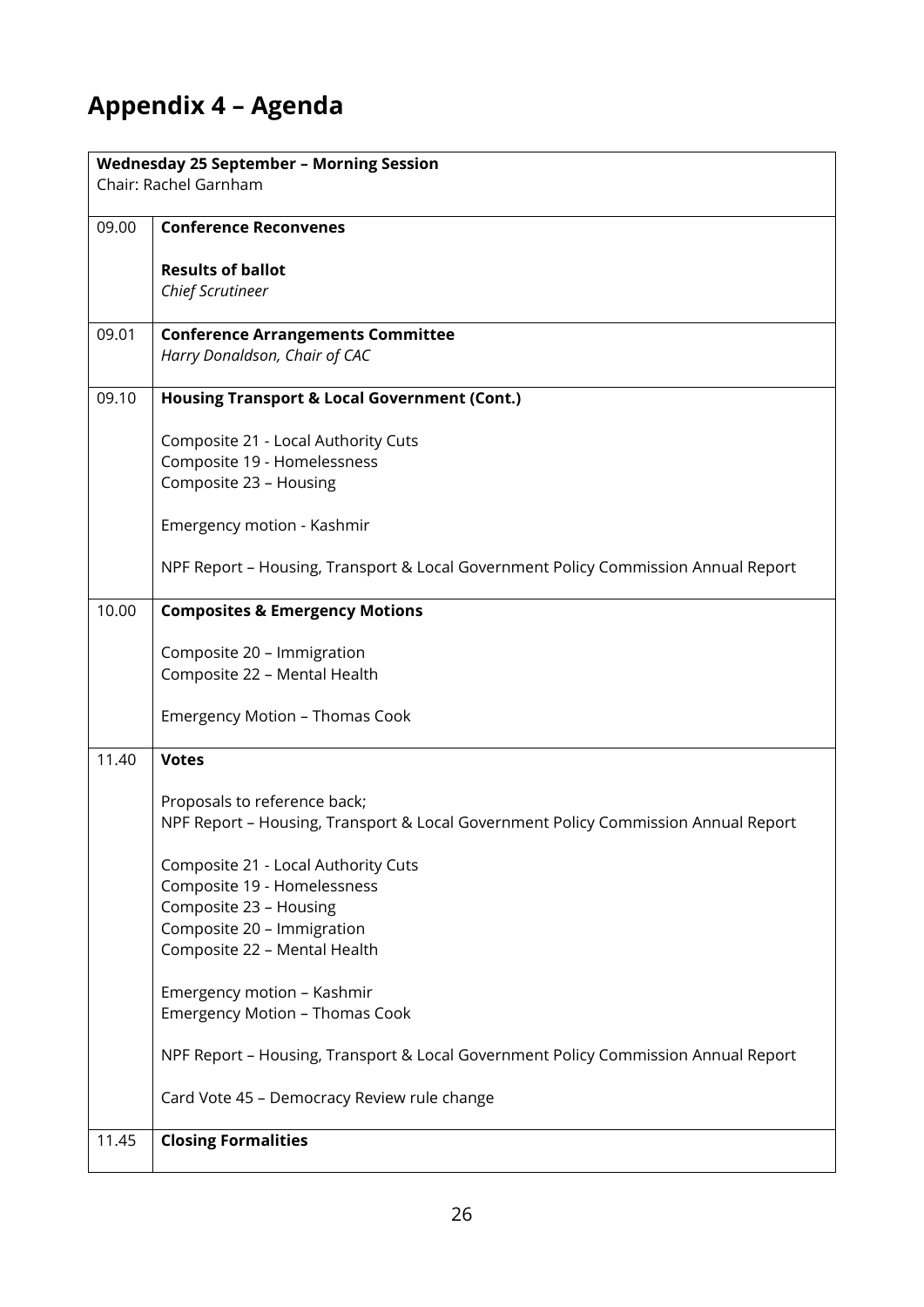# Appendix 4 – Agenda

| | |
|---|---|
| **Wednesday 25 September – Morning Session**<br>Chair: Rachel Garnham | |
| 09.00 | **Conference Reconvenes**<br><br>**Results of ballot**<br>*Chief Scrutineer* |
| 09.01 | **Conference Arrangements Committee**<br>*Harry Donaldson, Chair of CAC* |
| 09.10 | **Housing Transport & Local Government (Cont.)**<br><br>Composite 21 - Local Authority Cuts<br>Composite 19 - Homelessness<br>Composite 23 – Housing<br><br>Emergency motion - Kashmir<br><br>NPF Report – Housing, Transport & Local Government Policy Commission Annual Report |
| 10.00 | **Composites & Emergency Motions**<br><br>Composite 20 – Immigration<br>Composite 22 – Mental Health<br><br>Emergency Motion – Thomas Cook |
| 11.40 | **Votes**<br><br>Proposals to reference back;<br>NPF Report – Housing, Transport & Local Government Policy Commission Annual Report<br><br>Composite 21 - Local Authority Cuts<br>Composite 19 - Homelessness<br>Composite 23 – Housing<br>Composite 20 – Immigration<br>Composite 22 – Mental Health<br><br>Emergency motion – Kashmir<br>Emergency Motion – Thomas Cook<br><br>NPF Report – Housing, Transport & Local Government Policy Commission Annual Report<br><br>Card Vote 45 – Democracy Review rule change |
| 11.45 | **Closing Formalities** |